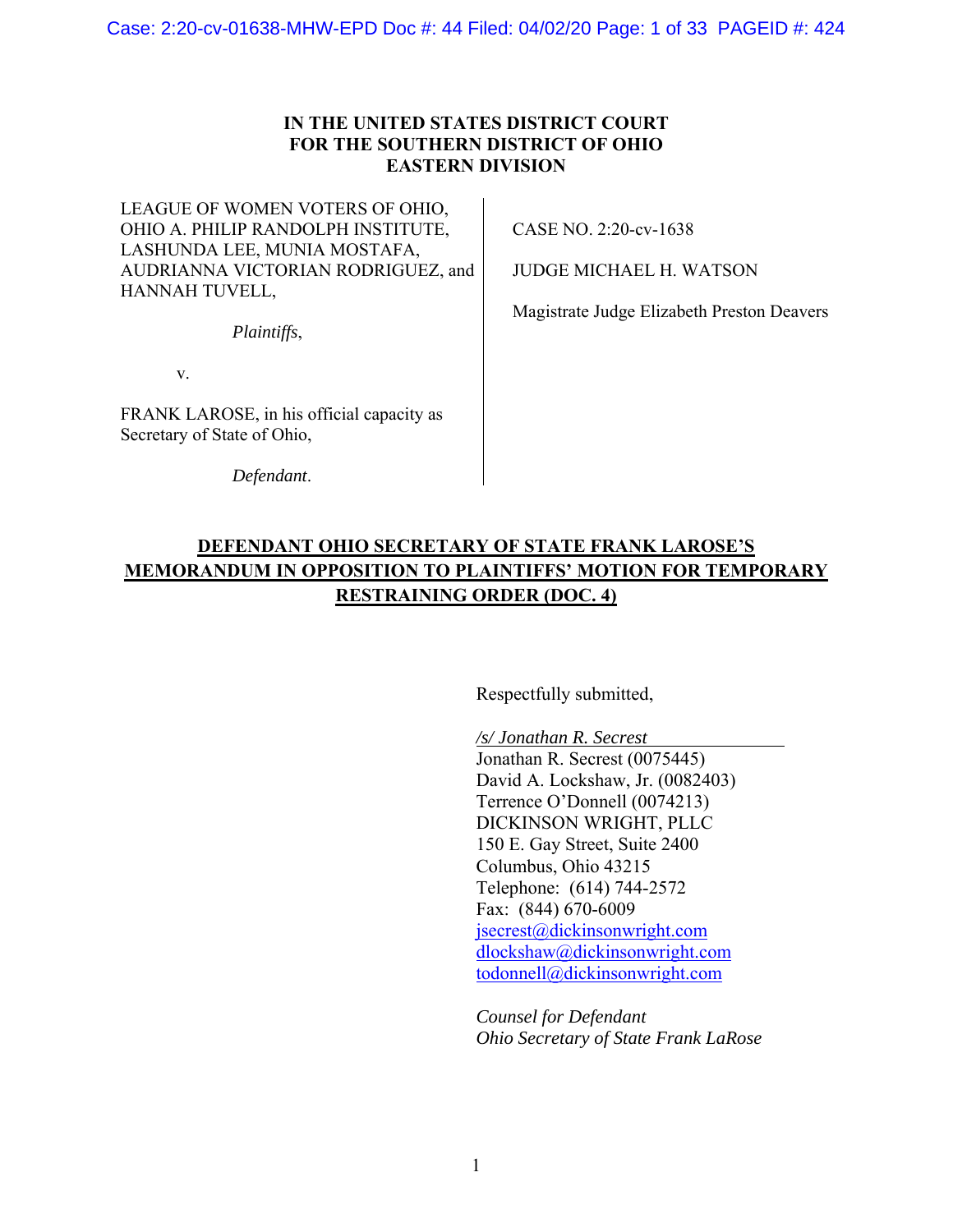**IN THE UNITED STATES DISTRICT COURT**
**FOR THE SOUTHERN DISTRICT OF OHIO**
**EASTERN DIVISION**

| | |
|---|---|
| LEAGUE OF WOMEN VOTERS OF OHIO, OHIO A. PHILIP RANDOLPH INSTITUTE, LASHUNDA LEE, MUNIA MOSTAFA, AUDRIANNA VICTORIAN RODRIGUEZ, and HANNAH TUVELL, | CASE NO. 2:20-cv-1638 |
| *Plaintiffs*, | JUDGE MICHAEL H. WATSON |
| v. | Magistrate Judge Elizabeth Preston Deavers |
| FRANK LAROSE, in his official capacity as Secretary of State of Ohio, | |
| *Defendant*. | |

**DEFENDANT OHIO SECRETARY OF STATE FRANK LAROSE'S MEMORANDUM IN OPPOSITION TO PLAINTIFFS' MOTION FOR TEMPORARY RESTRAINING ORDER (DOC. 4)**

Respectfully submitted,

*/s/ Jonathan R. Secrest*
Jonathan R. Secrest (0075445)
David A. Lockshaw, Jr. (0082403)
Terrence O'Donnell (0074213)
DICKINSON WRIGHT, PLLC
150 E. Gay Street, Suite 2400
Columbus, Ohio 43215
Telephone: (614) 744-2572
Fax: (844) 670-6009
jsecrest@dickinsonwright.com
dlockshaw@dickinsonwright.com
todonnell@dickinsonwright.com

*Counsel for Defendant*
*Ohio Secretary of State Frank LaRose*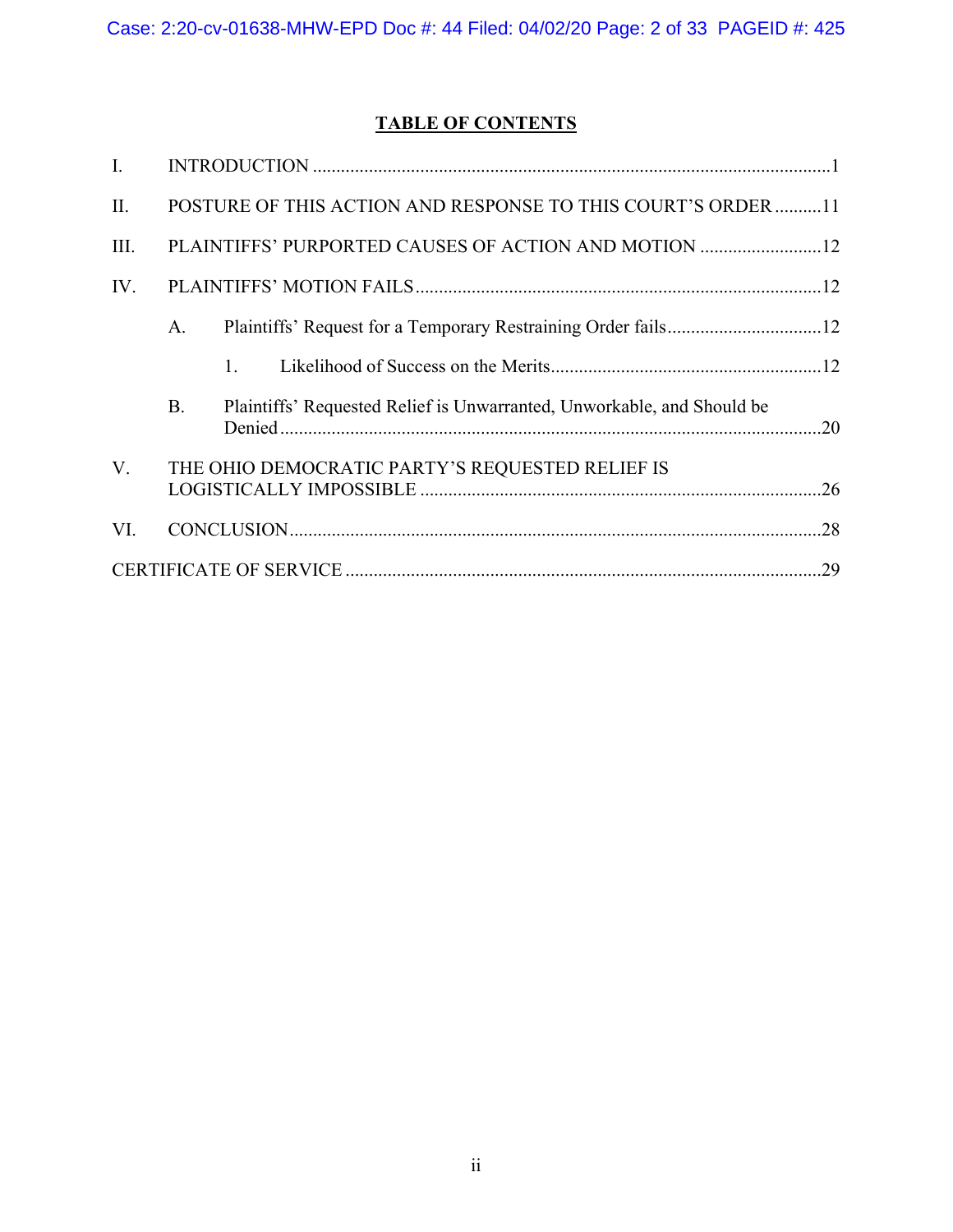## TABLE OF CONTENTS

I. INTRODUCTION ..... 1

II. POSTURE OF THIS ACTION AND RESPONSE TO THIS COURT'S ORDER ..... 11

III. PLAINTIFFS' PURPORTED CAUSES OF ACTION AND MOTION ..... 12

IV. PLAINTIFFS' MOTION FAILS ..... 12

- A. Plaintiffs' Request for a Temporary Restraining Order fails ..... 12
  - 1. Likelihood of Success on the Merits ..... 12
- B. Plaintiffs' Requested Relief is Unwarranted, Unworkable, and Should be Denied ..... 20

V. THE OHIO DEMOCRATIC PARTY'S REQUESTED RELIEF IS LOGISTICALLY IMPOSSIBLE ..... 26

VI. CONCLUSION ..... 28

CERTIFICATE OF SERVICE ..... 29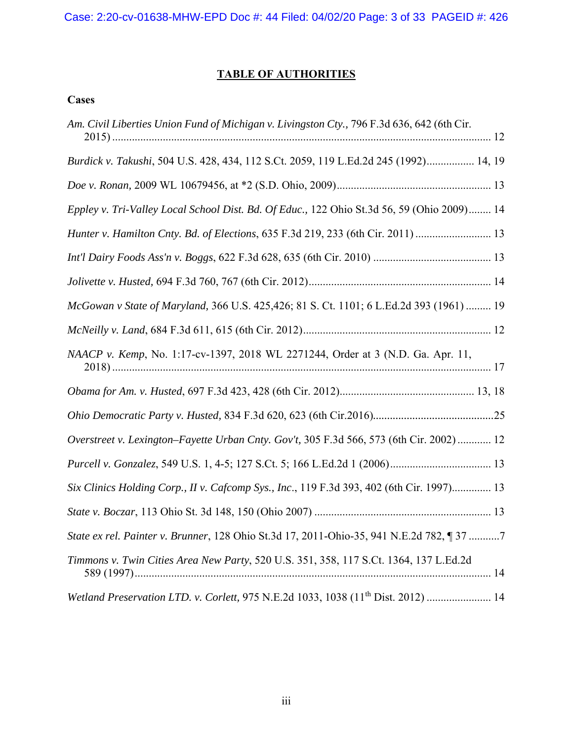## TABLE OF AUTHORITIES

### Cases

*Am. Civil Liberties Union Fund of Michigan v. Livingston Cty.,* 796 F.3d 636, 642 (6th Cir. 2015) .......... 12

*Burdick v. Takushi*, 504 U.S. 428, 434, 112 S.Ct. 2059, 119 L.Ed.2d 245 (1992).......... 14, 19

*Doe v. Ronan,* 2009 WL 10679456, at *2 (S.D. Ohio, 2009).......... 13

*Eppley v. Tri-Valley Local School Dist. Bd. Of Educ.,* 122 Ohio St.3d 56, 59 (Ohio 2009).......... 14

*Hunter v. Hamilton Cnty. Bd. of Elections*, 635 F.3d 219, 233 (6th Cir. 2011) .......... 13

*Int'l Dairy Foods Ass'n v. Boggs*, 622 F.3d 628, 635 (6th Cir. 2010) .......... 13

*Jolivette v. Husted,* 694 F.3d 760, 767 (6th Cir. 2012).......... 14

*McGowan v State of Maryland,* 366 U.S. 425,426; 81 S. Ct. 1101; 6 L.Ed.2d 393 (1961) .......... 19

*McNeilly v. Land*, 684 F.3d 611, 615 (6th Cir. 2012).......... 12

*NAACP v. Kemp*, No. 1:17-cv-1397, 2018 WL 2271244, Order at 3 (N.D. Ga. Apr. 11, 2018) .......... 17

*Obama for Am. v. Husted*, 697 F.3d 423, 428 (6th Cir. 2012).......... 13, 18

*Ohio Democratic Party v. Husted,* 834 F.3d 620, 623 (6th Cir.2016).......... 25

*Overstreet v. Lexington–Fayette Urban Cnty. Gov't,* 305 F.3d 566, 573 (6th Cir. 2002) .......... 12

*Purcell v. Gonzalez*, 549 U.S. 1, 4-5; 127 S.Ct. 5; 166 L.Ed.2d 1 (2006).......... 13

*Six Clinics Holding Corp., II v. Cafcomp Sys., Inc*., 119 F.3d 393, 402 (6th Cir. 1997).......... 13

*State v. Boczar*, 113 Ohio St. 3d 148, 150 (Ohio 2007) .......... 13

*State ex rel. Painter v. Brunner*, 128 Ohio St.3d 17, 2011-Ohio-35, 941 N.E.2d 782, ¶ 37 .......... 7

*Timmons v. Twin Cities Area New Party*, 520 U.S. 351, 358, 117 S.Ct. 1364, 137 L.Ed.2d 589 (1997).......... 14

*Wetland Preservation LTD. v. Corlett,* 975 N.E.2d 1033, 1038 (11th Dist. 2012) .......... 14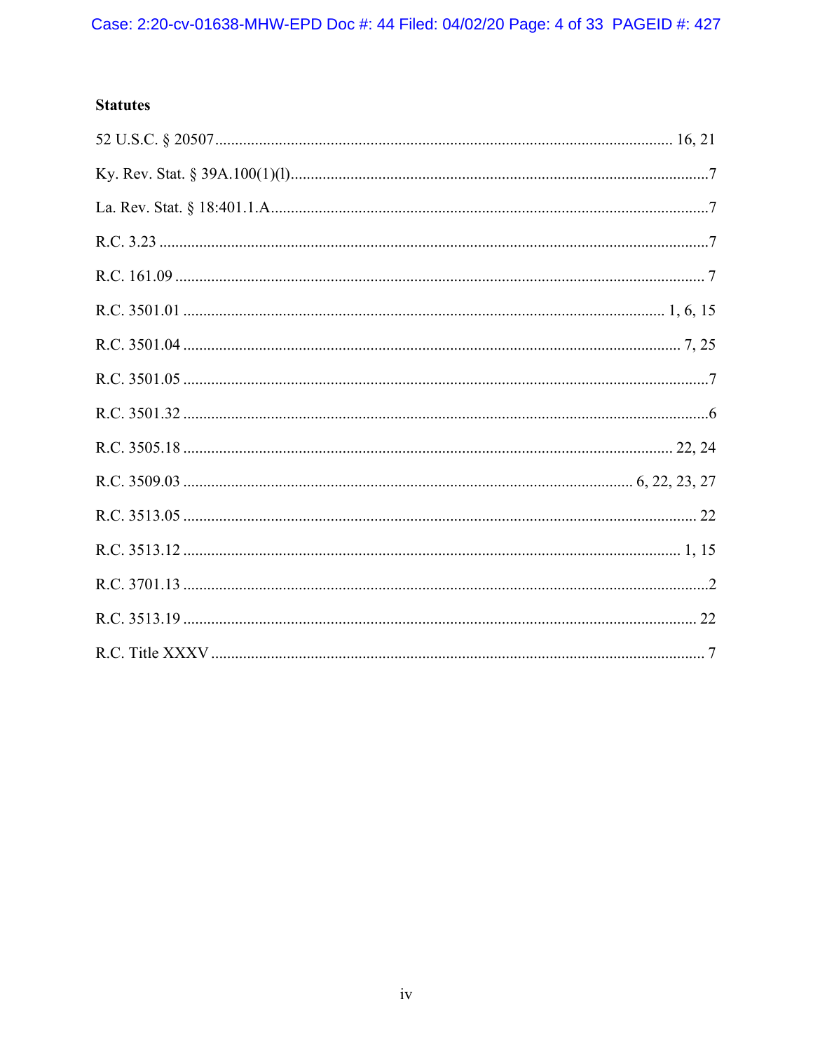**Statutes**

52 U.S.C. § 20507 .......... 16, 21

Ky. Rev. Stat. § 39A.100(1)(l) .......... 7

La. Rev. Stat. § 18:401.1.A .......... 7

R.C. 3.23 .......... 7

R.C. 161.09 .......... 7

R.C. 3501.01 .......... 1, 6, 15

R.C. 3501.04 .......... 7, 25

R.C. 3501.05 .......... 7

R.C. 3501.32 .......... 6

R.C. 3505.18 .......... 22, 24

R.C. 3509.03 .......... 6, 22, 23, 27

R.C. 3513.05 .......... 22

R.C. 3513.12 .......... 1, 15

R.C. 3701.13 .......... 2

R.C. 3513.19 .......... 22

R.C. Title XXXV .......... 7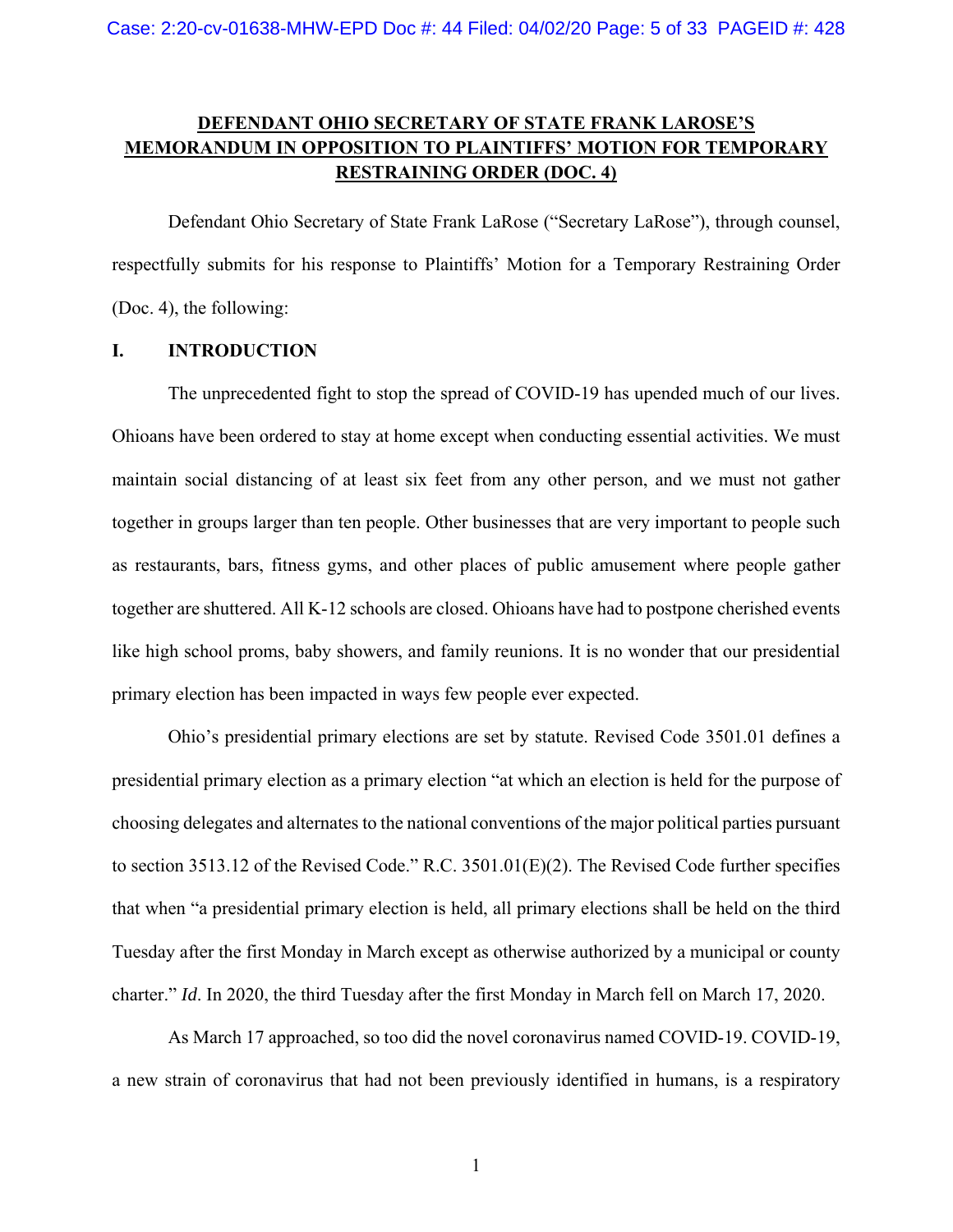# DEFENDANT OHIO SECRETARY OF STATE FRANK LAROSE'S MEMORANDUM IN OPPOSITION TO PLAINTIFFS' MOTION FOR TEMPORARY RESTRAINING ORDER (DOC. 4)

Defendant Ohio Secretary of State Frank LaRose ("Secretary LaRose"), through counsel, respectfully submits for his response to Plaintiffs' Motion for a Temporary Restraining Order (Doc. 4), the following:

## I. INTRODUCTION

The unprecedented fight to stop the spread of COVID-19 has upended much of our lives. Ohioans have been ordered to stay at home except when conducting essential activities. We must maintain social distancing of at least six feet from any other person, and we must not gather together in groups larger than ten people. Other businesses that are very important to people such as restaurants, bars, fitness gyms, and other places of public amusement where people gather together are shuttered. All K-12 schools are closed. Ohioans have had to postpone cherished events like high school proms, baby showers, and family reunions. It is no wonder that our presidential primary election has been impacted in ways few people ever expected.

Ohio's presidential primary elections are set by statute. Revised Code 3501.01 defines a presidential primary election as a primary election "at which an election is held for the purpose of choosing delegates and alternates to the national conventions of the major political parties pursuant to section 3513.12 of the Revised Code." R.C. 3501.01(E)(2). The Revised Code further specifies that when "a presidential primary election is held, all primary elections shall be held on the third Tuesday after the first Monday in March except as otherwise authorized by a municipal or county charter." *Id*. In 2020, the third Tuesday after the first Monday in March fell on March 17, 2020.

As March 17 approached, so too did the novel coronavirus named COVID-19. COVID-19, a new strain of coronavirus that had not been previously identified in humans, is a respiratory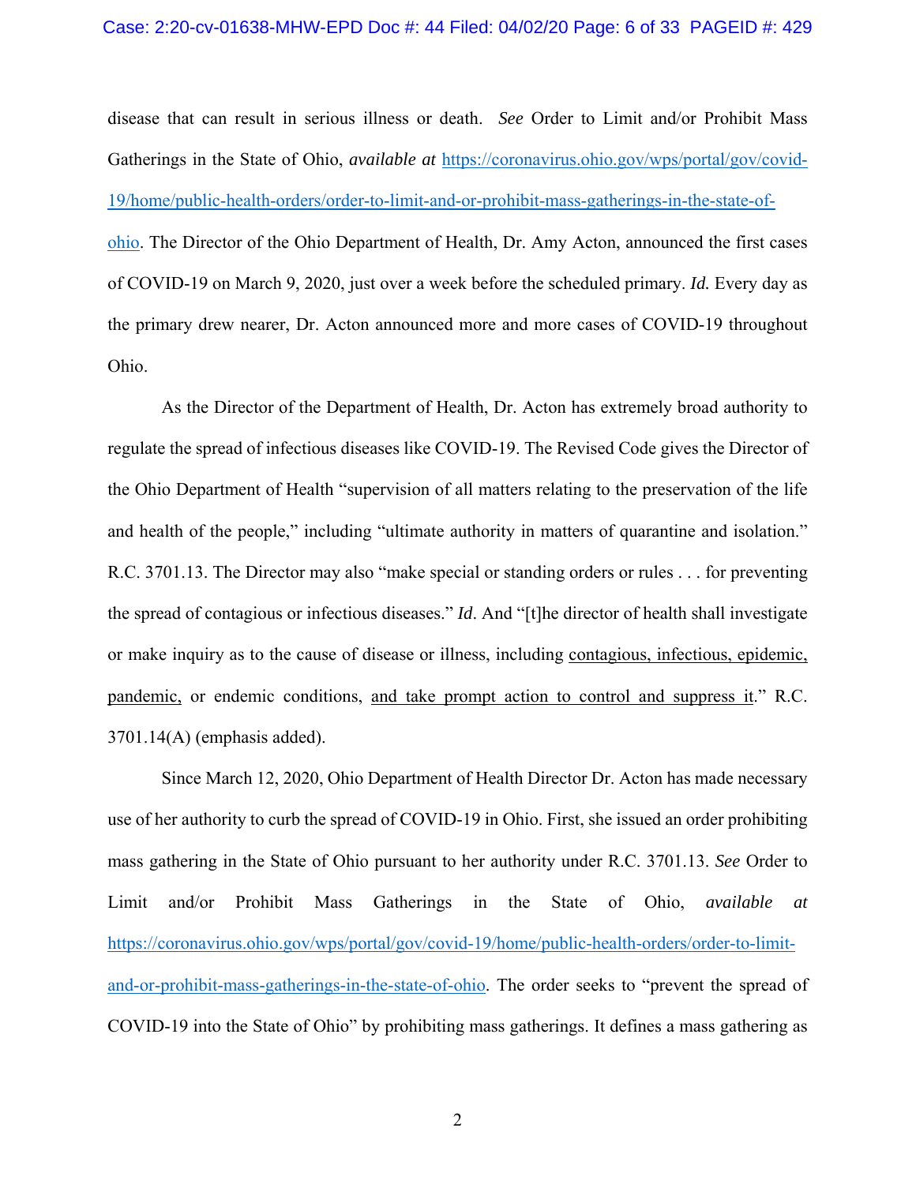disease that can result in serious illness or death. *See* Order to Limit and/or Prohibit Mass Gatherings in the State of Ohio, *available at* https://coronavirus.ohio.gov/wps/portal/gov/covid-19/home/public-health-orders/order-to-limit-and-or-prohibit-mass-gatherings-in-the-state-of-ohio. The Director of the Ohio Department of Health, Dr. Amy Acton, announced the first cases of COVID-19 on March 9, 2020, just over a week before the scheduled primary. *Id.* Every day as the primary drew nearer, Dr. Acton announced more and more cases of COVID-19 throughout Ohio.

As the Director of the Department of Health, Dr. Acton has extremely broad authority to regulate the spread of infectious diseases like COVID-19. The Revised Code gives the Director of the Ohio Department of Health "supervision of all matters relating to the preservation of the life and health of the people," including "ultimate authority in matters of quarantine and isolation." R.C. 3701.13. The Director may also "make special or standing orders or rules . . . for preventing the spread of contagious or infectious diseases." *Id*. And "[t]he director of health shall investigate or make inquiry as to the cause of disease or illness, including <u>contagious, infectious, epidemic, pandemic,</u> or endemic conditions, <u>and take prompt action to control and suppress it</u>." R.C. 3701.14(A) (emphasis added).

Since March 12, 2020, Ohio Department of Health Director Dr. Acton has made necessary use of her authority to curb the spread of COVID-19 in Ohio. First, she issued an order prohibiting mass gathering in the State of Ohio pursuant to her authority under R.C. 3701.13. *See* Order to Limit and/or Prohibit Mass Gatherings in the State of Ohio, *available at* https://coronavirus.ohio.gov/wps/portal/gov/covid-19/home/public-health-orders/order-to-limit-and-or-prohibit-mass-gatherings-in-the-state-of-ohio. The order seeks to "prevent the spread of COVID-19 into the State of Ohio" by prohibiting mass gatherings. It defines a mass gathering as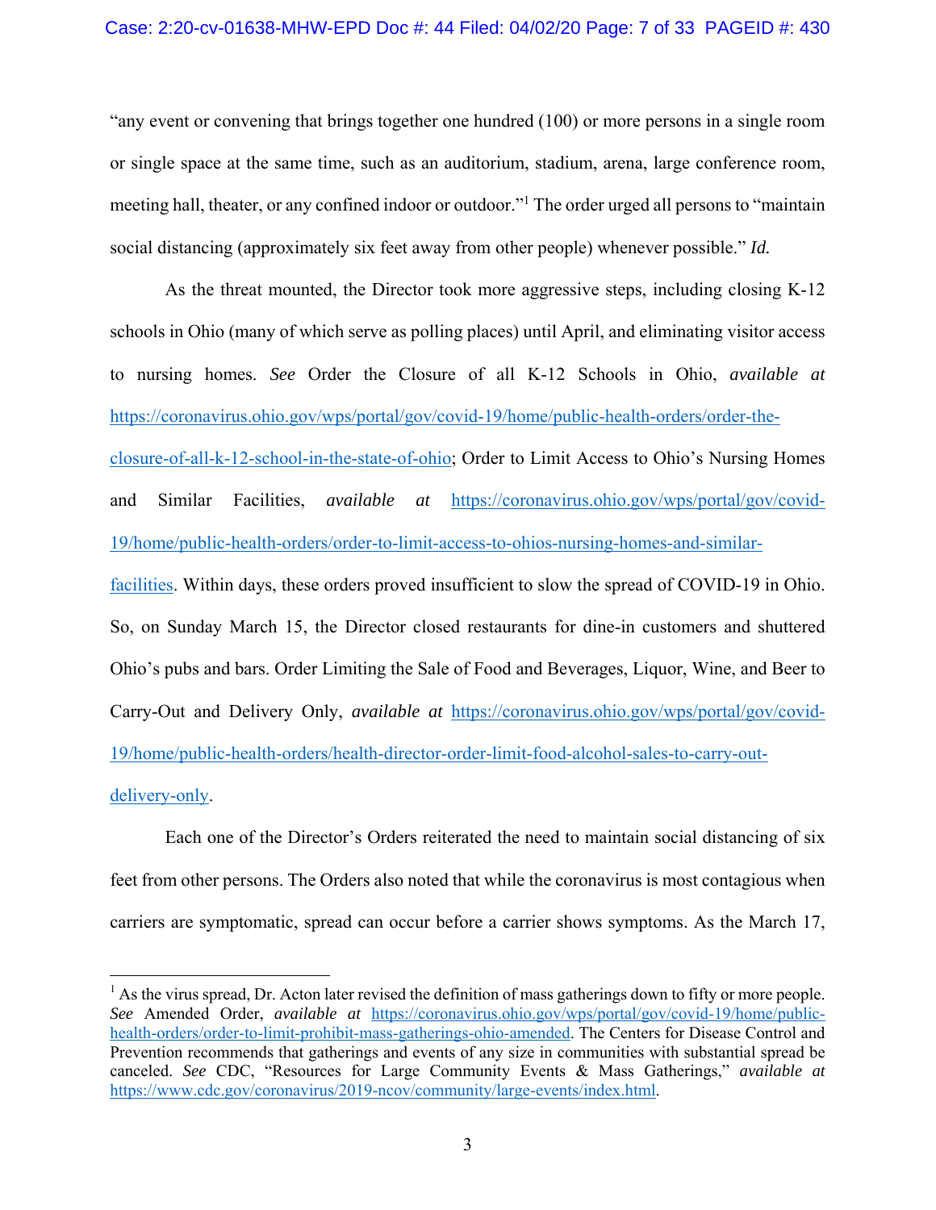"any event or convening that brings together one hundred (100) or more persons in a single room or single space at the same time, such as an auditorium, stadium, arena, large conference room, meeting hall, theater, or any confined indoor or outdoor."[1] The order urged all persons to "maintain social distancing (approximately six feet away from other people) whenever possible." *Id.*

As the threat mounted, the Director took more aggressive steps, including closing K-12 schools in Ohio (many of which serve as polling places) until April, and eliminating visitor access to nursing homes. *See* Order the Closure of all K-12 Schools in Ohio, *available at* https://coronavirus.ohio.gov/wps/portal/gov/covid-19/home/public-health-orders/order-the-closure-of-all-k-12-school-in-the-state-of-ohio; Order to Limit Access to Ohio's Nursing Homes and Similar Facilities, *available at* https://coronavirus.ohio.gov/wps/portal/gov/covid-19/home/public-health-orders/order-to-limit-access-to-ohios-nursing-homes-and-similar-facilities. Within days, these orders proved insufficient to slow the spread of COVID-19 in Ohio. So, on Sunday March 15, the Director closed restaurants for dine-in customers and shuttered Ohio's pubs and bars. Order Limiting the Sale of Food and Beverages, Liquor, Wine, and Beer to Carry-Out and Delivery Only, *available at* https://coronavirus.ohio.gov/wps/portal/gov/covid-19/home/public-health-orders/health-director-order-limit-food-alcohol-sales-to-carry-out-delivery-only.

Each one of the Director's Orders reiterated the need to maintain social distancing of six feet from other persons. The Orders also noted that while the coronavirus is most contagious when carriers are symptomatic, spread can occur before a carrier shows symptoms. As the March 17,

---

[1] As the virus spread, Dr. Acton later revised the definition of mass gatherings down to fifty or more people. *See* Amended Order, *available at* https://coronavirus.ohio.gov/wps/portal/gov/covid-19/home/public-health-orders/order-to-limit-prohibit-mass-gatherings-ohio-amended. The Centers for Disease Control and Prevention recommends that gatherings and events of any size in communities with substantial spread be canceled. *See* CDC, "Resources for Large Community Events & Mass Gatherings," *available at* https://www.cdc.gov/coronavirus/2019-ncov/community/large-events/index.html.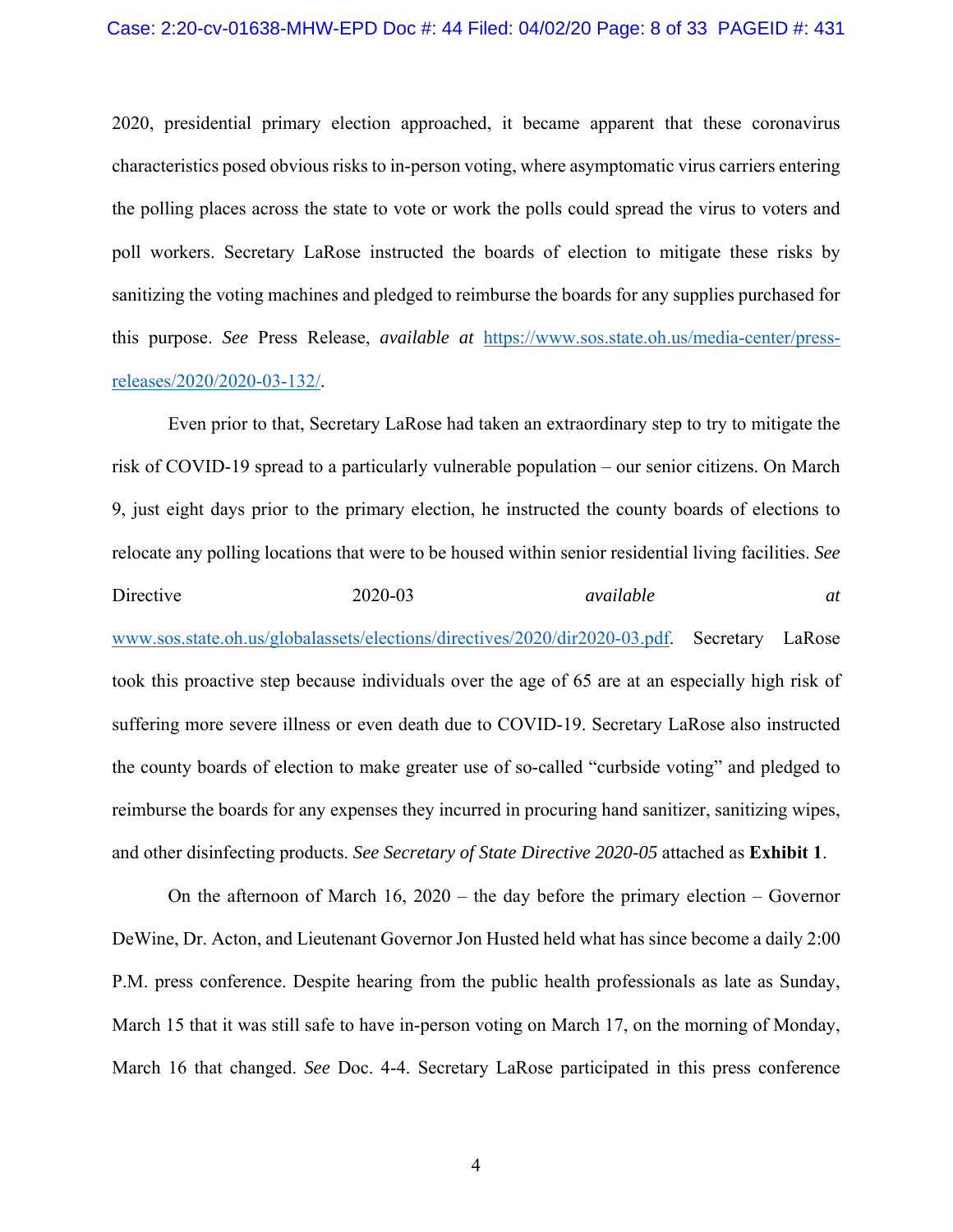2020, presidential primary election approached, it became apparent that these coronavirus characteristics posed obvious risks to in-person voting, where asymptomatic virus carriers entering the polling places across the state to vote or work the polls could spread the virus to voters and poll workers. Secretary LaRose instructed the boards of election to mitigate these risks by sanitizing the voting machines and pledged to reimburse the boards for any supplies purchased for this purpose. *See* Press Release, *available at* https://www.sos.state.oh.us/media-center/press-releases/2020/2020-03-132/.

Even prior to that, Secretary LaRose had taken an extraordinary step to try to mitigate the risk of COVID-19 spread to a particularly vulnerable population – our senior citizens. On March 9, just eight days prior to the primary election, he instructed the county boards of elections to relocate any polling locations that were to be housed within senior residential living facilities. *See* Directive 2020-03 *available at* www.sos.state.oh.us/globalassets/elections/directives/2020/dir2020-03.pdf. Secretary LaRose took this proactive step because individuals over the age of 65 are at an especially high risk of suffering more severe illness or even death due to COVID-19. Secretary LaRose also instructed the county boards of election to make greater use of so-called "curbside voting" and pledged to reimburse the boards for any expenses they incurred in procuring hand sanitizer, sanitizing wipes, and other disinfecting products. *See Secretary of State Directive 2020-05* attached as **Exhibit 1**.

On the afternoon of March 16, 2020 – the day before the primary election – Governor DeWine, Dr. Acton, and Lieutenant Governor Jon Husted held what has since become a daily 2:00 P.M. press conference. Despite hearing from the public health professionals as late as Sunday, March 15 that it was still safe to have in-person voting on March 17, on the morning of Monday, March 16 that changed. *See* Doc. 4-4. Secretary LaRose participated in this press conference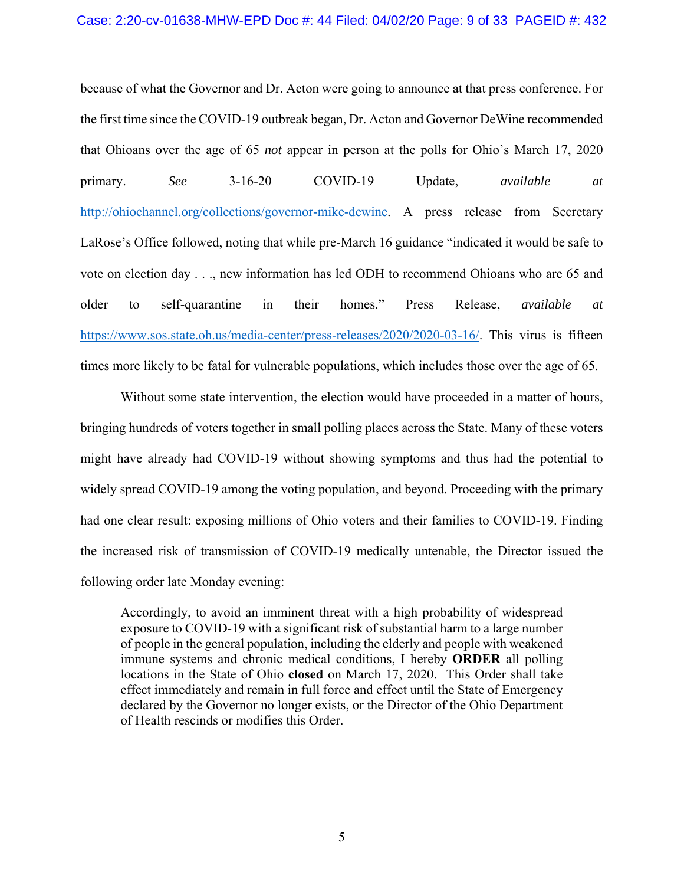because of what the Governor and Dr. Acton were going to announce at that press conference. For the first time since the COVID-19 outbreak began, Dr. Acton and Governor DeWine recommended that Ohioans over the age of 65 *not* appear in person at the polls for Ohio's March 17, 2020 primary. *See* 3-16-20 COVID-19 Update, *available at* http://ohiochannel.org/collections/governor-mike-dewine. A press release from Secretary LaRose's Office followed, noting that while pre-March 16 guidance "indicated it would be safe to vote on election day . . ., new information has led ODH to recommend Ohioans who are 65 and older to self-quarantine in their homes." Press Release, *available at* https://www.sos.state.oh.us/media-center/press-releases/2020/2020-03-16/. This virus is fifteen times more likely to be fatal for vulnerable populations, which includes those over the age of 65.

Without some state intervention, the election would have proceeded in a matter of hours, bringing hundreds of voters together in small polling places across the State. Many of these voters might have already had COVID-19 without showing symptoms and thus had the potential to widely spread COVID-19 among the voting population, and beyond. Proceeding with the primary had one clear result: exposing millions of Ohio voters and their families to COVID-19. Finding the increased risk of transmission of COVID-19 medically untenable, the Director issued the following order late Monday evening:

> Accordingly, to avoid an imminent threat with a high probability of widespread exposure to COVID-19 with a significant risk of substantial harm to a large number of people in the general population, including the elderly and people with weakened immune systems and chronic medical conditions, I hereby **ORDER** all polling locations in the State of Ohio **closed** on March 17, 2020. This Order shall take effect immediately and remain in full force and effect until the State of Emergency declared by the Governor no longer exists, or the Director of the Ohio Department of Health rescinds or modifies this Order.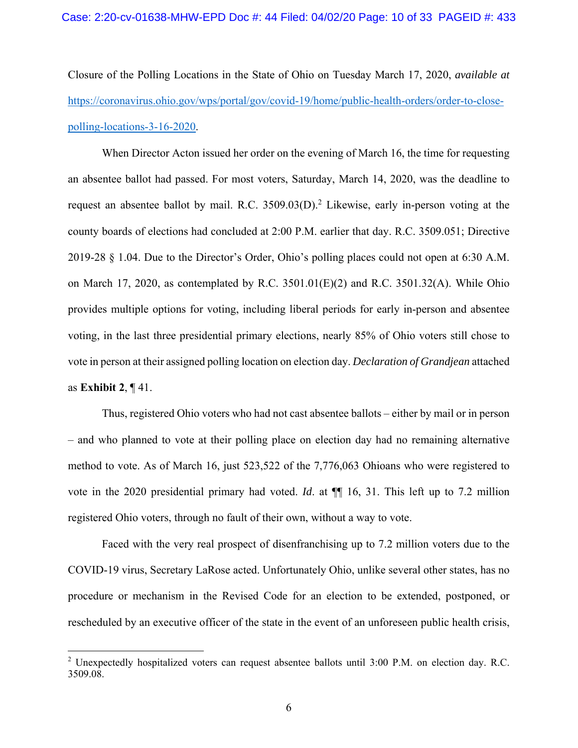Closure of the Polling Locations in the State of Ohio on Tuesday March 17, 2020, *available at* https://coronavirus.ohio.gov/wps/portal/gov/covid-19/home/public-health-orders/order-to-close-polling-locations-3-16-2020.

When Director Acton issued her order on the evening of March 16, the time for requesting an absentee ballot had passed. For most voters, Saturday, March 14, 2020, was the deadline to request an absentee ballot by mail. R.C. 3509.03(D).[2] Likewise, early in-person voting at the county boards of elections had concluded at 2:00 P.M. earlier that day. R.C. 3509.051; Directive 2019-28 § 1.04. Due to the Director's Order, Ohio's polling places could not open at 6:30 A.M. on March 17, 2020, as contemplated by R.C. 3501.01(E)(2) and R.C. 3501.32(A). While Ohio provides multiple options for voting, including liberal periods for early in-person and absentee voting, in the last three presidential primary elections, nearly 85% of Ohio voters still chose to vote in person at their assigned polling location on election day. *Declaration of Grandjean* attached as **Exhibit 2**, ¶ 41.

Thus, registered Ohio voters who had not cast absentee ballots – either by mail or in person – and who planned to vote at their polling place on election day had no remaining alternative method to vote. As of March 16, just 523,522 of the 7,776,063 Ohioans who were registered to vote in the 2020 presidential primary had voted. *Id*. at ¶¶ 16, 31. This left up to 7.2 million registered Ohio voters, through no fault of their own, without a way to vote.

Faced with the very real prospect of disenfranchising up to 7.2 million voters due to the COVID-19 virus, Secretary LaRose acted. Unfortunately Ohio, unlike several other states, has no procedure or mechanism in the Revised Code for an election to be extended, postponed, or rescheduled by an executive officer of the state in the event of an unforeseen public health crisis,

[2] Unexpectedly hospitalized voters can request absentee ballots until 3:00 P.M. on election day. R.C. 3509.08.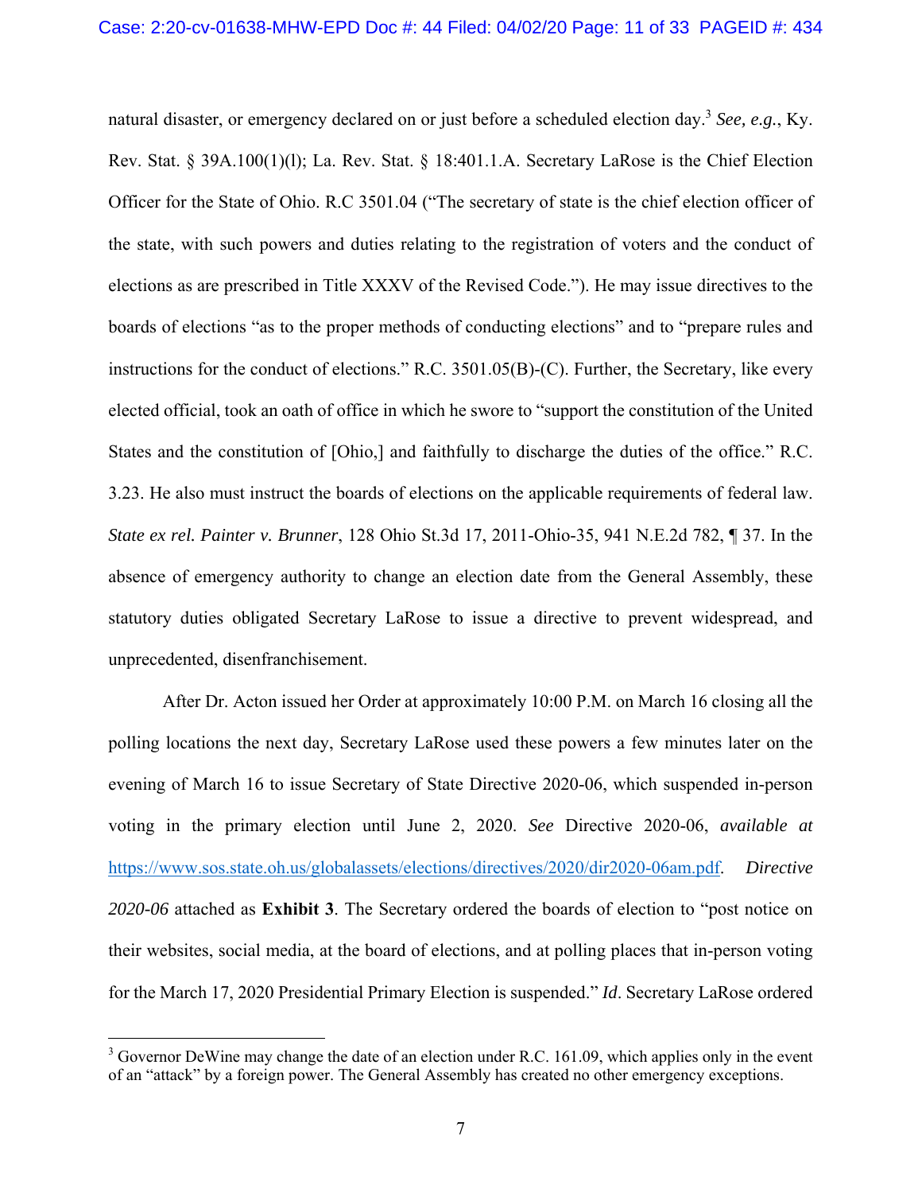natural disaster, or emergency declared on or just before a scheduled election day.[3] *See, e.g.*, Ky. Rev. Stat. § 39A.100(1)(l); La. Rev. Stat. § 18:401.1.A. Secretary LaRose is the Chief Election Officer for the State of Ohio. R.C 3501.04 ("The secretary of state is the chief election officer of the state, with such powers and duties relating to the registration of voters and the conduct of elections as are prescribed in Title XXXV of the Revised Code."). He may issue directives to the boards of elections "as to the proper methods of conducting elections" and to "prepare rules and instructions for the conduct of elections." R.C. 3501.05(B)-(C). Further, the Secretary, like every elected official, took an oath of office in which he swore to "support the constitution of the United States and the constitution of [Ohio,] and faithfully to discharge the duties of the office." R.C. 3.23. He also must instruct the boards of elections on the applicable requirements of federal law. *State ex rel. Painter v. Brunner*, 128 Ohio St.3d 17, 2011-Ohio-35, 941 N.E.2d 782, ¶ 37. In the absence of emergency authority to change an election date from the General Assembly, these statutory duties obligated Secretary LaRose to issue a directive to prevent widespread, and unprecedented, disenfranchisement.

After Dr. Acton issued her Order at approximately 10:00 P.M. on March 16 closing all the polling locations the next day, Secretary LaRose used these powers a few minutes later on the evening of March 16 to issue Secretary of State Directive 2020-06, which suspended in-person voting in the primary election until June 2, 2020. *See* Directive 2020-06, *available at* https://www.sos.state.oh.us/globalassets/elections/directives/2020/dir2020-06am.pdf. *Directive 2020-06* attached as **Exhibit 3**. The Secretary ordered the boards of election to "post notice on their websites, social media, at the board of elections, and at polling places that in-person voting for the March 17, 2020 Presidential Primary Election is suspended." *Id*. Secretary LaRose ordered

[3] Governor DeWine may change the date of an election under R.C. 161.09, which applies only in the event of an "attack" by a foreign power. The General Assembly has created no other emergency exceptions.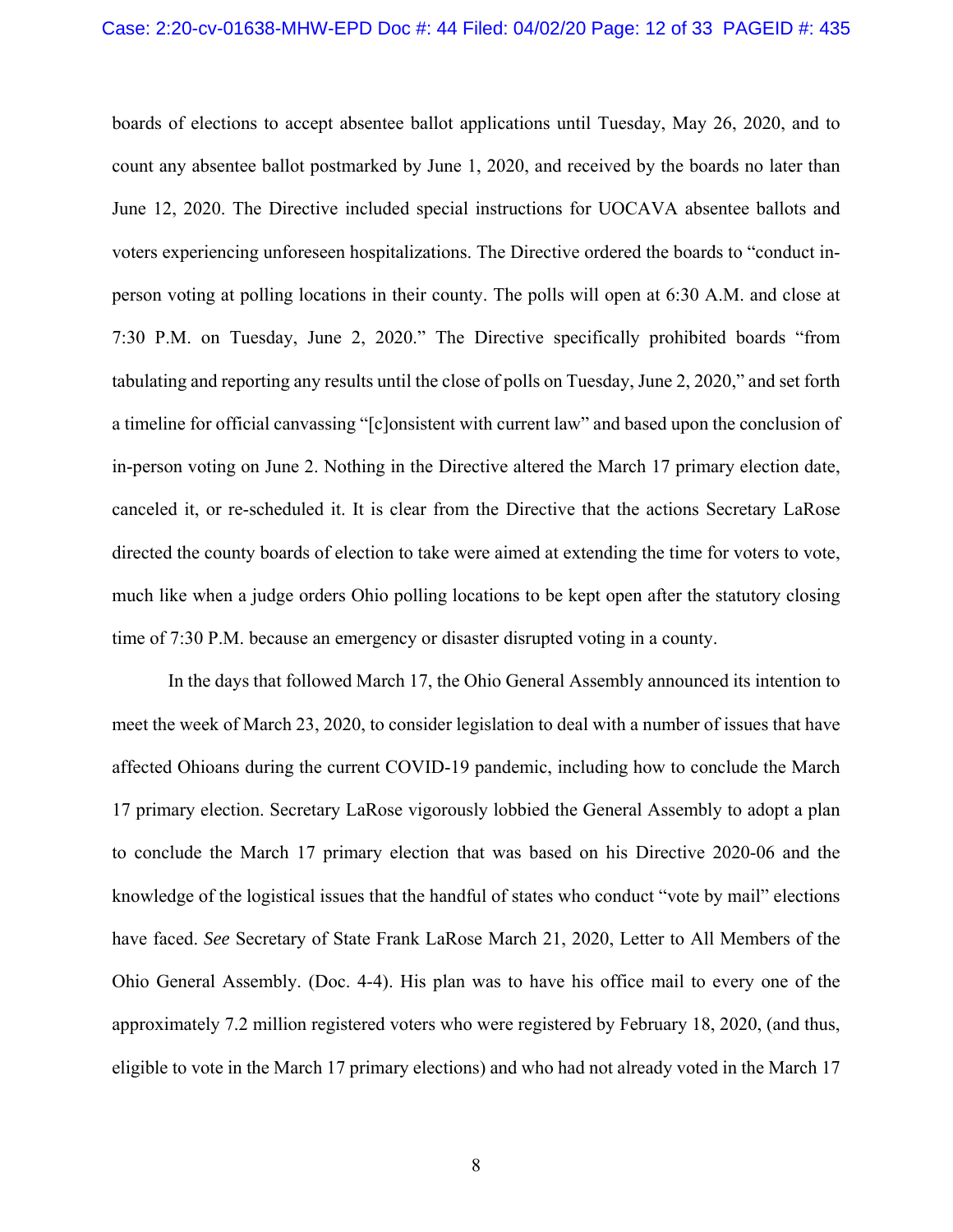boards of elections to accept absentee ballot applications until Tuesday, May 26, 2020, and to count any absentee ballot postmarked by June 1, 2020, and received by the boards no later than June 12, 2020. The Directive included special instructions for UOCAVA absentee ballots and voters experiencing unforeseen hospitalizations. The Directive ordered the boards to "conduct in-person voting at polling locations in their county. The polls will open at 6:30 A.M. and close at 7:30 P.M. on Tuesday, June 2, 2020." The Directive specifically prohibited boards "from tabulating and reporting any results until the close of polls on Tuesday, June 2, 2020," and set forth a timeline for official canvassing "[c]onsistent with current law" and based upon the conclusion of in-person voting on June 2. Nothing in the Directive altered the March 17 primary election date, canceled it, or re-scheduled it. It is clear from the Directive that the actions Secretary LaRose directed the county boards of election to take were aimed at extending the time for voters to vote, much like when a judge orders Ohio polling locations to be kept open after the statutory closing time of 7:30 P.M. because an emergency or disaster disrupted voting in a county.

In the days that followed March 17, the Ohio General Assembly announced its intention to meet the week of March 23, 2020, to consider legislation to deal with a number of issues that have affected Ohioans during the current COVID-19 pandemic, including how to conclude the March 17 primary election. Secretary LaRose vigorously lobbied the General Assembly to adopt a plan to conclude the March 17 primary election that was based on his Directive 2020-06 and the knowledge of the logistical issues that the handful of states who conduct "vote by mail" elections have faced. *See* Secretary of State Frank LaRose March 21, 2020, Letter to All Members of the Ohio General Assembly. (Doc. 4-4). His plan was to have his office mail to every one of the approximately 7.2 million registered voters who were registered by February 18, 2020, (and thus, eligible to vote in the March 17 primary elections) and who had not already voted in the March 17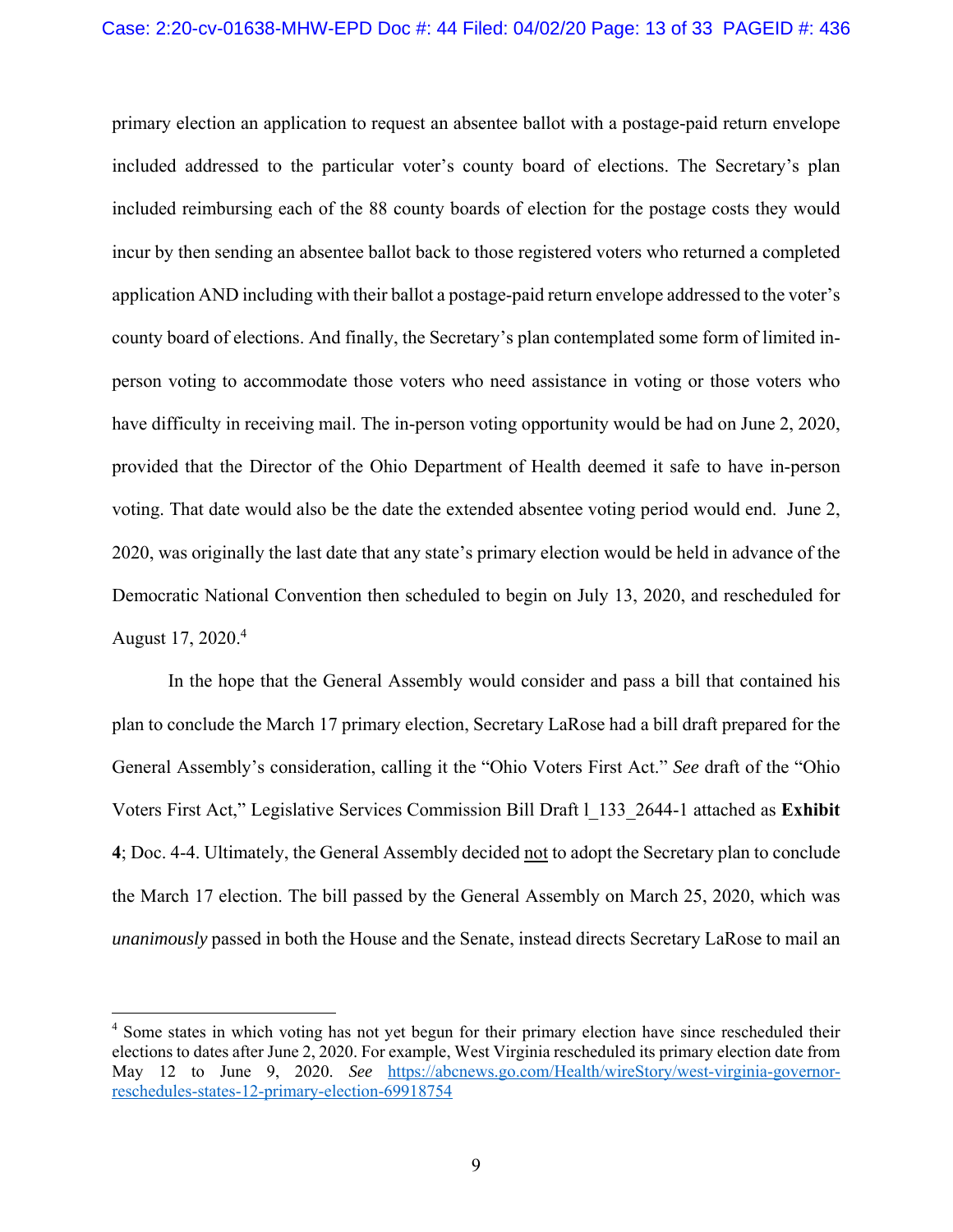primary election an application to request an absentee ballot with a postage-paid return envelope included addressed to the particular voter's county board of elections. The Secretary's plan included reimbursing each of the 88 county boards of election for the postage costs they would incur by then sending an absentee ballot back to those registered voters who returned a completed application AND including with their ballot a postage-paid return envelope addressed to the voter's county board of elections. And finally, the Secretary's plan contemplated some form of limited in-person voting to accommodate those voters who need assistance in voting or those voters who have difficulty in receiving mail. The in-person voting opportunity would be had on June 2, 2020, provided that the Director of the Ohio Department of Health deemed it safe to have in-person voting. That date would also be the date the extended absentee voting period would end. June 2, 2020, was originally the last date that any state's primary election would be held in advance of the Democratic National Convention then scheduled to begin on July 13, 2020, and rescheduled for August 17, 2020.[4]

In the hope that the General Assembly would consider and pass a bill that contained his plan to conclude the March 17 primary election, Secretary LaRose had a bill draft prepared for the General Assembly's consideration, calling it the "Ohio Voters First Act." *See* draft of the "Ohio Voters First Act," Legislative Services Commission Bill Draft l_133_2644-1 attached as **Exhibit 4**; Doc. 4-4. Ultimately, the General Assembly decided <u>not</u> to adopt the Secretary plan to conclude the March 17 election. The bill passed by the General Assembly on March 25, 2020, which was *unanimously* passed in both the House and the Senate, instead directs Secretary LaRose to mail an

---

[4] Some states in which voting has not yet begun for their primary election have since rescheduled their elections to dates after June 2, 2020. For example, West Virginia rescheduled its primary election date from May 12 to June 9, 2020. *See* https://abcnews.go.com/Health/wireStory/west-virginia-governor-reschedules-states-12-primary-election-69918754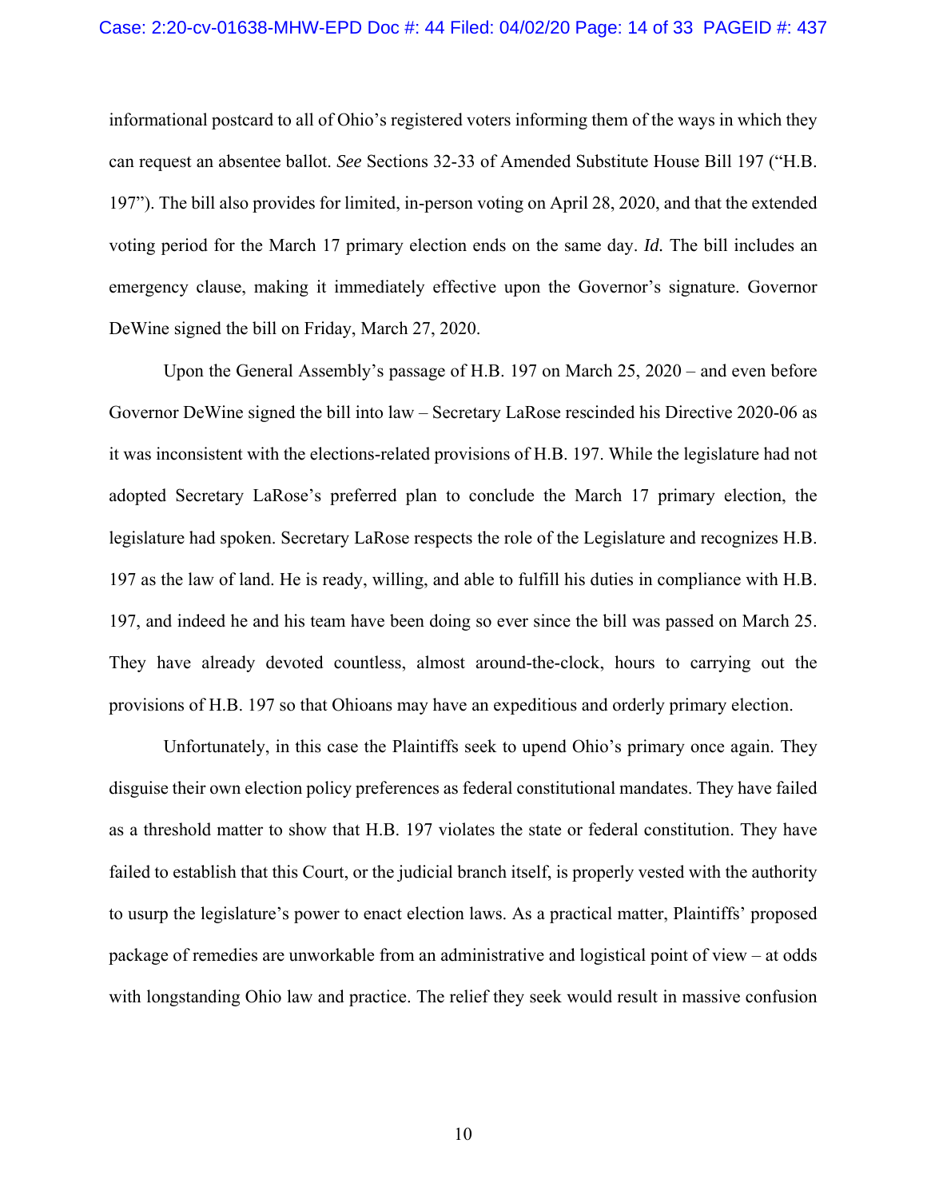informational postcard to all of Ohio's registered voters informing them of the ways in which they can request an absentee ballot. *See* Sections 32-33 of Amended Substitute House Bill 197 ("H.B. 197"). The bill also provides for limited, in-person voting on April 28, 2020, and that the extended voting period for the March 17 primary election ends on the same day. *Id.* The bill includes an emergency clause, making it immediately effective upon the Governor's signature. Governor DeWine signed the bill on Friday, March 27, 2020.

Upon the General Assembly's passage of H.B. 197 on March 25, 2020 – and even before Governor DeWine signed the bill into law – Secretary LaRose rescinded his Directive 2020-06 as it was inconsistent with the elections-related provisions of H.B. 197. While the legislature had not adopted Secretary LaRose's preferred plan to conclude the March 17 primary election, the legislature had spoken. Secretary LaRose respects the role of the Legislature and recognizes H.B. 197 as the law of land. He is ready, willing, and able to fulfill his duties in compliance with H.B. 197, and indeed he and his team have been doing so ever since the bill was passed on March 25. They have already devoted countless, almost around-the-clock, hours to carrying out the provisions of H.B. 197 so that Ohioans may have an expeditious and orderly primary election.

Unfortunately, in this case the Plaintiffs seek to upend Ohio's primary once again. They disguise their own election policy preferences as federal constitutional mandates. They have failed as a threshold matter to show that H.B. 197 violates the state or federal constitution. They have failed to establish that this Court, or the judicial branch itself, is properly vested with the authority to usurp the legislature's power to enact election laws. As a practical matter, Plaintiffs' proposed package of remedies are unworkable from an administrative and logistical point of view – at odds with longstanding Ohio law and practice. The relief they seek would result in massive confusion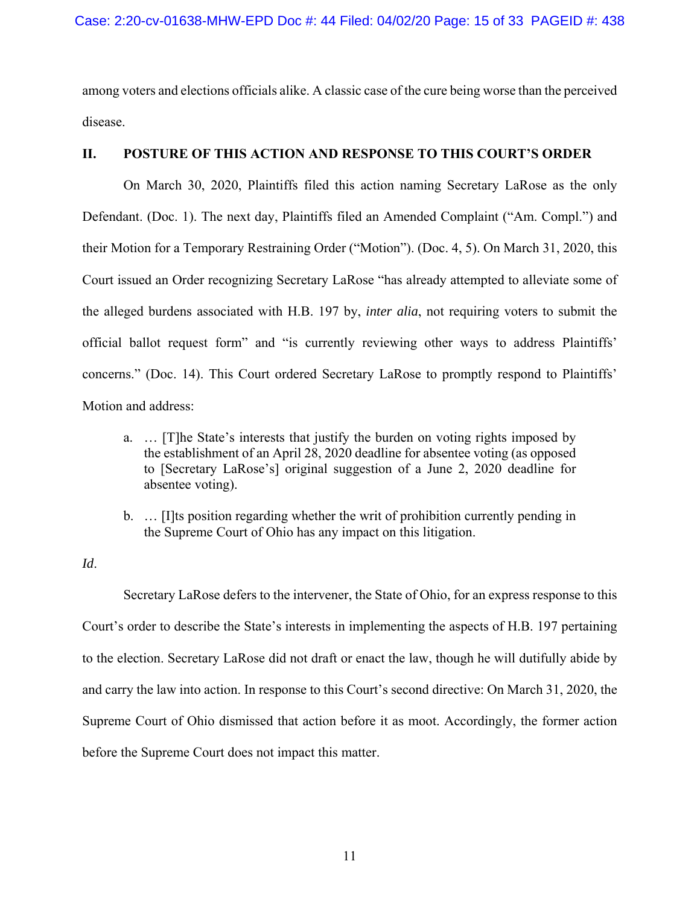among voters and elections officials alike. A classic case of the cure being worse than the perceived disease.

## II. POSTURE OF THIS ACTION AND RESPONSE TO THIS COURT'S ORDER

On March 30, 2020, Plaintiffs filed this action naming Secretary LaRose as the only Defendant. (Doc. 1). The next day, Plaintiffs filed an Amended Complaint ("Am. Compl.") and their Motion for a Temporary Restraining Order ("Motion"). (Doc. 4, 5). On March 31, 2020, this Court issued an Order recognizing Secretary LaRose "has already attempted to alleviate some of the alleged burdens associated with H.B. 197 by, *inter alia*, not requiring voters to submit the official ballot request form" and "is currently reviewing other ways to address Plaintiffs' concerns." (Doc. 14). This Court ordered Secretary LaRose to promptly respond to Plaintiffs' Motion and address:

> a. … [T]he State's interests that justify the burden on voting rights imposed by the establishment of an April 28, 2020 deadline for absentee voting (as opposed to [Secretary LaRose's] original suggestion of a June 2, 2020 deadline for absentee voting).
>
> b. … [I]ts position regarding whether the writ of prohibition currently pending in the Supreme Court of Ohio has any impact on this litigation.

*Id*.

Secretary LaRose defers to the intervener, the State of Ohio, for an express response to this Court's order to describe the State's interests in implementing the aspects of H.B. 197 pertaining to the election. Secretary LaRose did not draft or enact the law, though he will dutifully abide by and carry the law into action. In response to this Court's second directive: On March 31, 2020, the Supreme Court of Ohio dismissed that action before it as moot. Accordingly, the former action before the Supreme Court does not impact this matter.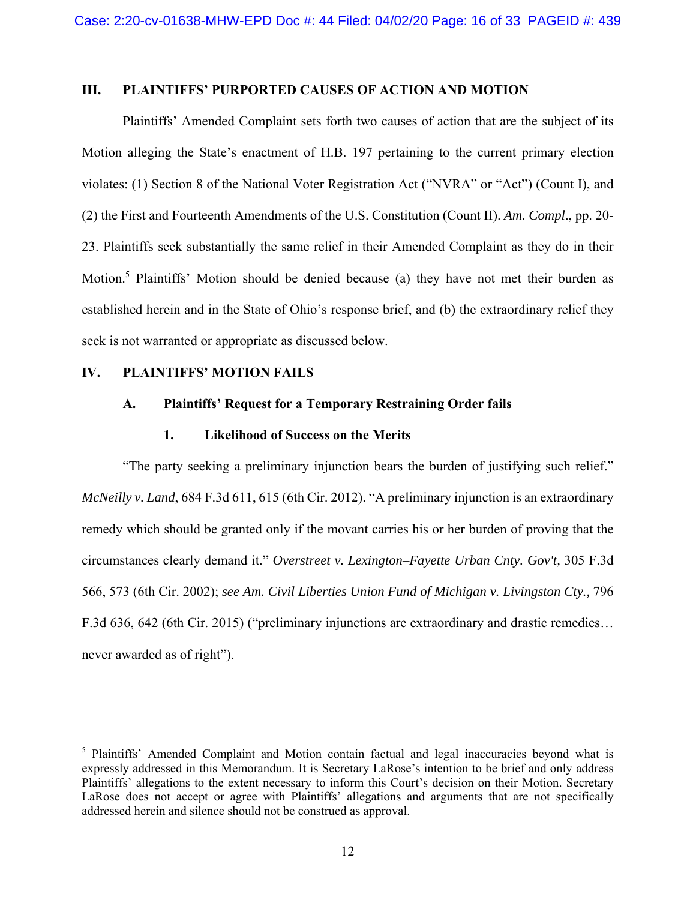## III. PLAINTIFFS' PURPORTED CAUSES OF ACTION AND MOTION

Plaintiffs' Amended Complaint sets forth two causes of action that are the subject of its Motion alleging the State's enactment of H.B. 197 pertaining to the current primary election violates: (1) Section 8 of the National Voter Registration Act ("NVRA" or "Act") (Count I), and (2) the First and Fourteenth Amendments of the U.S. Constitution (Count II). *Am. Compl*., pp. 20-23. Plaintiffs seek substantially the same relief in their Amended Complaint as they do in their Motion.[5] Plaintiffs' Motion should be denied because (a) they have not met their burden as established herein and in the State of Ohio's response brief, and (b) the extraordinary relief they seek is not warranted or appropriate as discussed below.

## IV. PLAINTIFFS' MOTION FAILS

### A. Plaintiffs' Request for a Temporary Restraining Order fails

#### 1. Likelihood of Success on the Merits

"The party seeking a preliminary injunction bears the burden of justifying such relief." *McNeilly v. Land*, 684 F.3d 611, 615 (6th Cir. 2012). "A preliminary injunction is an extraordinary remedy which should be granted only if the movant carries his or her burden of proving that the circumstances clearly demand it." *Overstreet v. Lexington–Fayette Urban Cnty. Gov't,* 305 F.3d 566, 573 (6th Cir. 2002); *see Am. Civil Liberties Union Fund of Michigan v. Livingston Cty.,* 796 F.3d 636, 642 (6th Cir. 2015) ("preliminary injunctions are extraordinary and drastic remedies… never awarded as of right").

---

[5] Plaintiffs' Amended Complaint and Motion contain factual and legal inaccuracies beyond what is expressly addressed in this Memorandum. It is Secretary LaRose's intention to be brief and only address Plaintiffs' allegations to the extent necessary to inform this Court's decision on their Motion. Secretary LaRose does not accept or agree with Plaintiffs' allegations and arguments that are not specifically addressed herein and silence should not be construed as approval.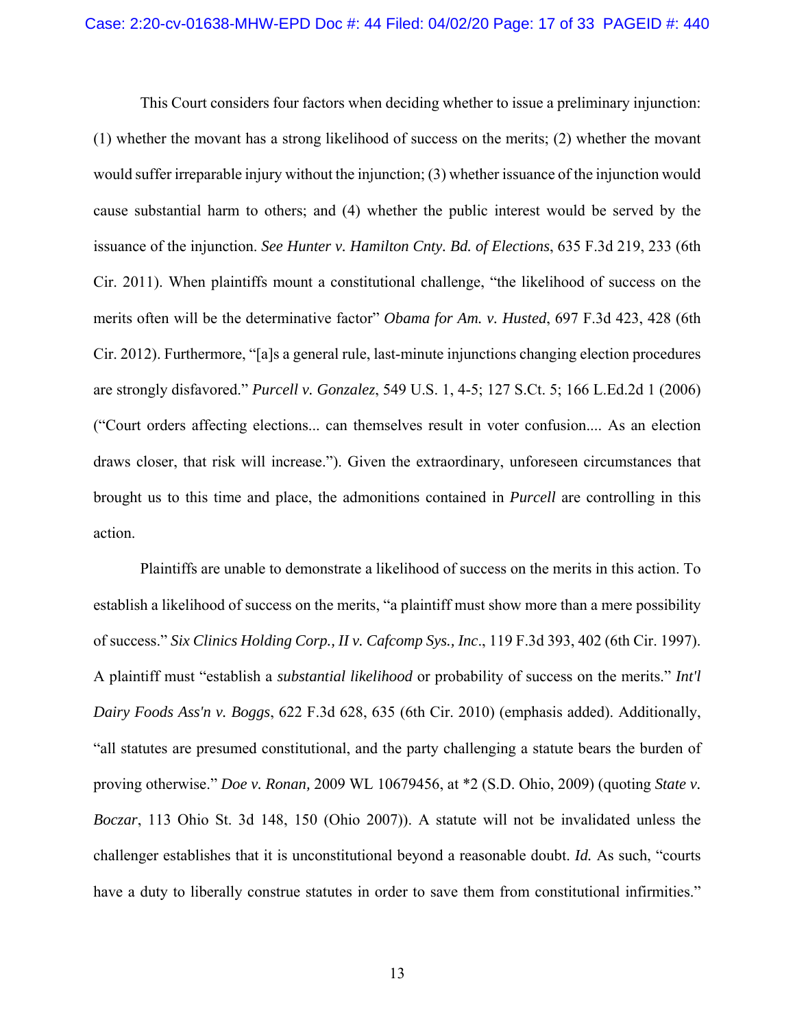This Court considers four factors when deciding whether to issue a preliminary injunction: (1) whether the movant has a strong likelihood of success on the merits; (2) whether the movant would suffer irreparable injury without the injunction; (3) whether issuance of the injunction would cause substantial harm to others; and (4) whether the public interest would be served by the issuance of the injunction. *See Hunter v. Hamilton Cnty. Bd. of Elections*, 635 F.3d 219, 233 (6th Cir. 2011). When plaintiffs mount a constitutional challenge, "the likelihood of success on the merits often will be the determinative factor" *Obama for Am. v. Husted*, 697 F.3d 423, 428 (6th Cir. 2012). Furthermore, "[a]s a general rule, last-minute injunctions changing election procedures are strongly disfavored." *Purcell v. Gonzalez*, 549 U.S. 1, 4-5; 127 S.Ct. 5; 166 L.Ed.2d 1 (2006) ("Court orders affecting elections... can themselves result in voter confusion.... As an election draws closer, that risk will increase."). Given the extraordinary, unforeseen circumstances that brought us to this time and place, the admonitions contained in *Purcell* are controlling in this action.

Plaintiffs are unable to demonstrate a likelihood of success on the merits in this action. To establish a likelihood of success on the merits, "a plaintiff must show more than a mere possibility of success." *Six Clinics Holding Corp., II v. Cafcomp Sys., Inc*., 119 F.3d 393, 402 (6th Cir. 1997). A plaintiff must "establish a *substantial likelihood* or probability of success on the merits." *Int'l Dairy Foods Ass'n v. Boggs*, 622 F.3d 628, 635 (6th Cir. 2010) (emphasis added). Additionally, "all statutes are presumed constitutional, and the party challenging a statute bears the burden of proving otherwise." *Doe v. Ronan*, 2009 WL 10679456, at *2 (S.D. Ohio, 2009) (quoting *State v. Boczar*, 113 Ohio St. 3d 148, 150 (Ohio 2007)). A statute will not be invalidated unless the challenger establishes that it is unconstitutional beyond a reasonable doubt. *Id.* As such, "courts have a duty to liberally construe statutes in order to save them from constitutional infirmities."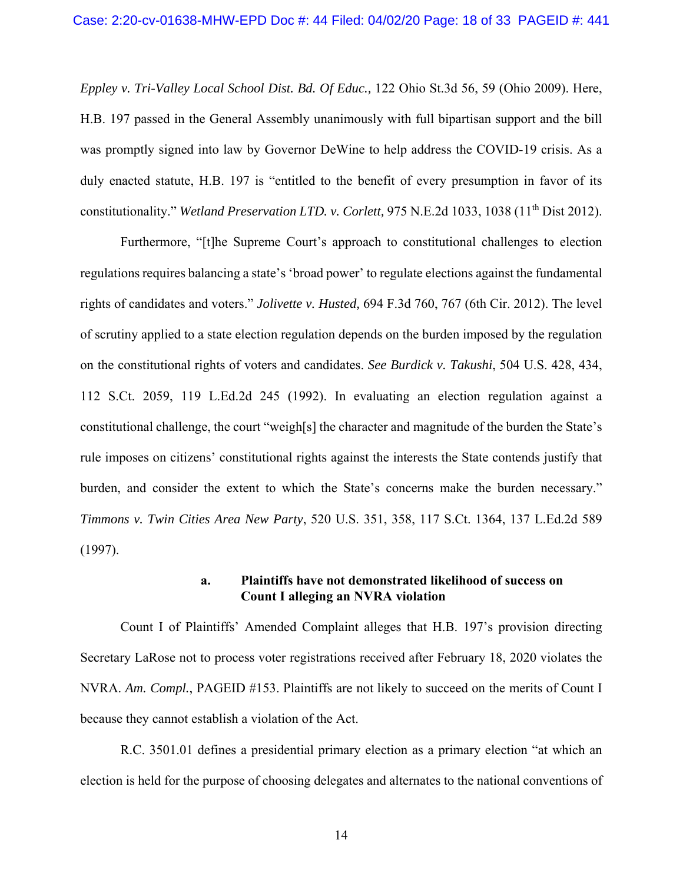*Eppley v. Tri-Valley Local School Dist. Bd. Of Educ.,* 122 Ohio St.3d 56, 59 (Ohio 2009). Here, H.B. 197 passed in the General Assembly unanimously with full bipartisan support and the bill was promptly signed into law by Governor DeWine to help address the COVID-19 crisis. As a duly enacted statute, H.B. 197 is "entitled to the benefit of every presumption in favor of its constitutionality." *Wetland Preservation LTD. v. Corlett,* 975 N.E.2d 1033, 1038 (11th Dist 2012).

Furthermore, "[t]he Supreme Court's approach to constitutional challenges to election regulations requires balancing a state's 'broad power' to regulate elections against the fundamental rights of candidates and voters." *Jolivette v. Husted,* 694 F.3d 760, 767 (6th Cir. 2012). The level of scrutiny applied to a state election regulation depends on the burden imposed by the regulation on the constitutional rights of voters and candidates. *See Burdick v. Takushi*, 504 U.S. 428, 434, 112 S.Ct. 2059, 119 L.Ed.2d 245 (1992). In evaluating an election regulation against a constitutional challenge, the court "weigh[s] the character and magnitude of the burden the State's rule imposes on citizens' constitutional rights against the interests the State contends justify that burden, and consider the extent to which the State's concerns make the burden necessary." *Timmons v. Twin Cities Area New Party*, 520 U.S. 351, 358, 117 S.Ct. 1364, 137 L.Ed.2d 589 (1997).

**a. Plaintiffs have not demonstrated likelihood of success on Count I alleging an NVRA violation**

Count I of Plaintiffs' Amended Complaint alleges that H.B. 197's provision directing Secretary LaRose not to process voter registrations received after February 18, 2020 violates the NVRA. *Am. Compl.*, PAGEID #153. Plaintiffs are not likely to succeed on the merits of Count I because they cannot establish a violation of the Act.

R.C. 3501.01 defines a presidential primary election as a primary election "at which an election is held for the purpose of choosing delegates and alternates to the national conventions of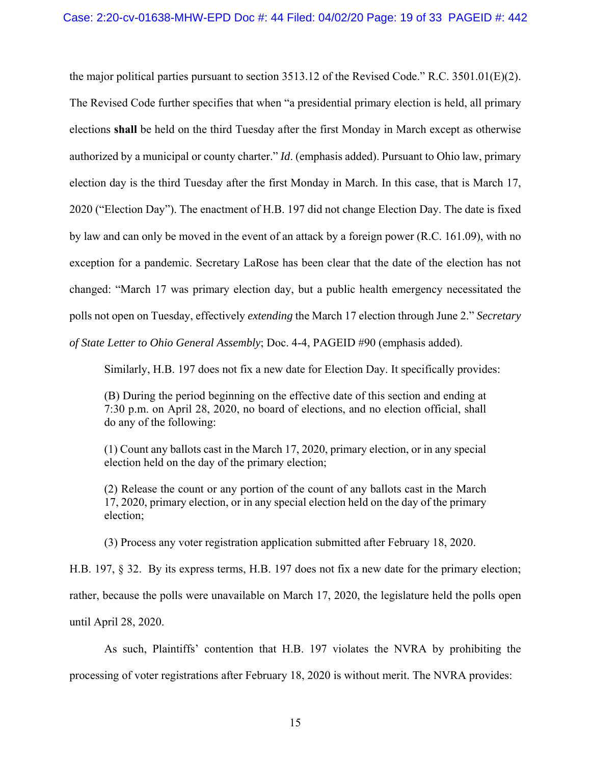the major political parties pursuant to section 3513.12 of the Revised Code." R.C. 3501.01(E)(2). The Revised Code further specifies that when "a presidential primary election is held, all primary elections **shall** be held on the third Tuesday after the first Monday in March except as otherwise authorized by a municipal or county charter." *Id*. (emphasis added). Pursuant to Ohio law, primary election day is the third Tuesday after the first Monday in March. In this case, that is March 17, 2020 ("Election Day"). The enactment of H.B. 197 did not change Election Day. The date is fixed by law and can only be moved in the event of an attack by a foreign power (R.C. 161.09), with no exception for a pandemic. Secretary LaRose has been clear that the date of the election has not changed: "March 17 was primary election day, but a public health emergency necessitated the polls not open on Tuesday, effectively *extending* the March 17 election through June 2." *Secretary of State Letter to Ohio General Assembly*; Doc. 4-4, PAGEID #90 (emphasis added).

Similarly, H.B. 197 does not fix a new date for Election Day. It specifically provides:

> (B) During the period beginning on the effective date of this section and ending at 7:30 p.m. on April 28, 2020, no board of elections, and no election official, shall do any of the following:
>
> (1) Count any ballots cast in the March 17, 2020, primary election, or in any special election held on the day of the primary election;
>
> (2) Release the count or any portion of the count of any ballots cast in the March 17, 2020, primary election, or in any special election held on the day of the primary election;
>
> (3) Process any voter registration application submitted after February 18, 2020.

H.B. 197, § 32. By its express terms, H.B. 197 does not fix a new date for the primary election; rather, because the polls were unavailable on March 17, 2020, the legislature held the polls open until April 28, 2020.

As such, Plaintiffs' contention that H.B. 197 violates the NVRA by prohibiting the processing of voter registrations after February 18, 2020 is without merit. The NVRA provides: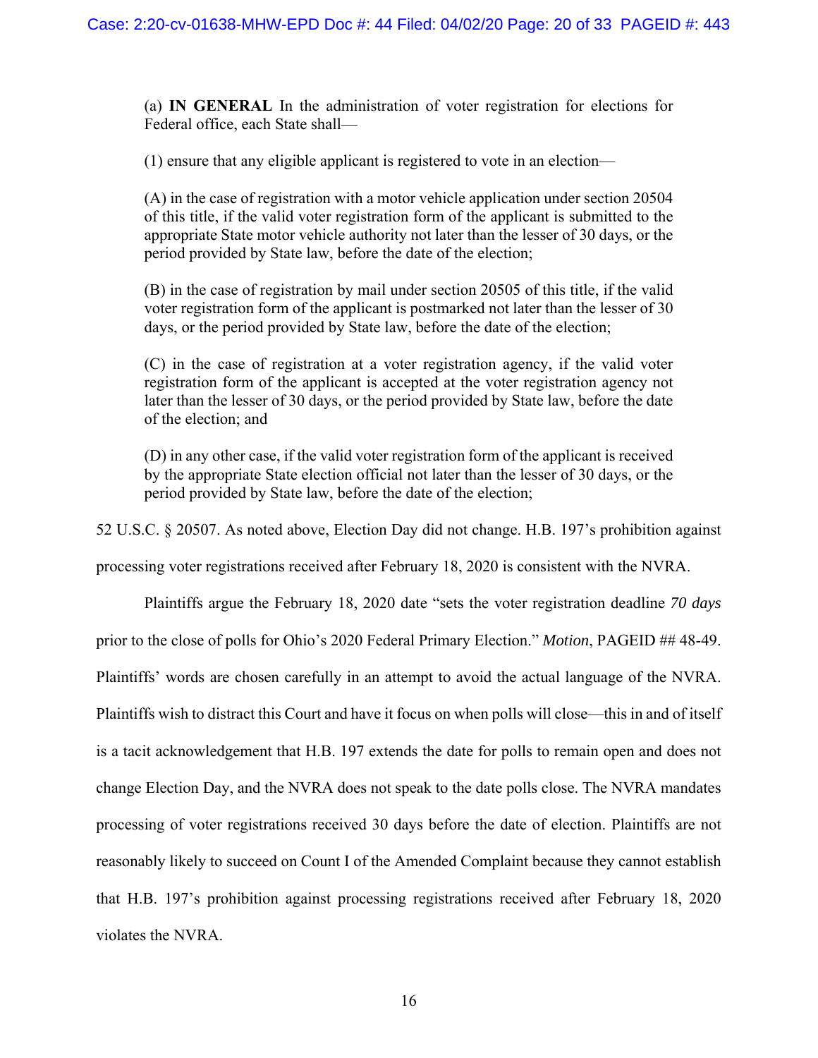> (a) **IN GENERAL** In the administration of voter registration for elections for Federal office, each State shall—
>
> (1) ensure that any eligible applicant is registered to vote in an election—
>
> (A) in the case of registration with a motor vehicle application under section 20504 of this title, if the valid voter registration form of the applicant is submitted to the appropriate State motor vehicle authority not later than the lesser of 30 days, or the period provided by State law, before the date of the election;
>
> (B) in the case of registration by mail under section 20505 of this title, if the valid voter registration form of the applicant is postmarked not later than the lesser of 30 days, or the period provided by State law, before the date of the election;
>
> (C) in the case of registration at a voter registration agency, if the valid voter registration form of the applicant is accepted at the voter registration agency not later than the lesser of 30 days, or the period provided by State law, before the date of the election; and
>
> (D) in any other case, if the valid voter registration form of the applicant is received by the appropriate State election official not later than the lesser of 30 days, or the period provided by State law, before the date of the election;

52 U.S.C. § 20507. As noted above, Election Day did not change. H.B. 197's prohibition against processing voter registrations received after February 18, 2020 is consistent with the NVRA.

Plaintiffs argue the February 18, 2020 date "sets the voter registration deadline *70 days* prior to the close of polls for Ohio's 2020 Federal Primary Election." *Motion*, PAGEID ## 48-49. Plaintiffs' words are chosen carefully in an attempt to avoid the actual language of the NVRA. Plaintiffs wish to distract this Court and have it focus on when polls will close—this in and of itself is a tacit acknowledgement that H.B. 197 extends the date for polls to remain open and does not change Election Day, and the NVRA does not speak to the date polls close. The NVRA mandates processing of voter registrations received 30 days before the date of election. Plaintiffs are not reasonably likely to succeed on Count I of the Amended Complaint because they cannot establish that H.B. 197's prohibition against processing registrations received after February 18, 2020 violates the NVRA.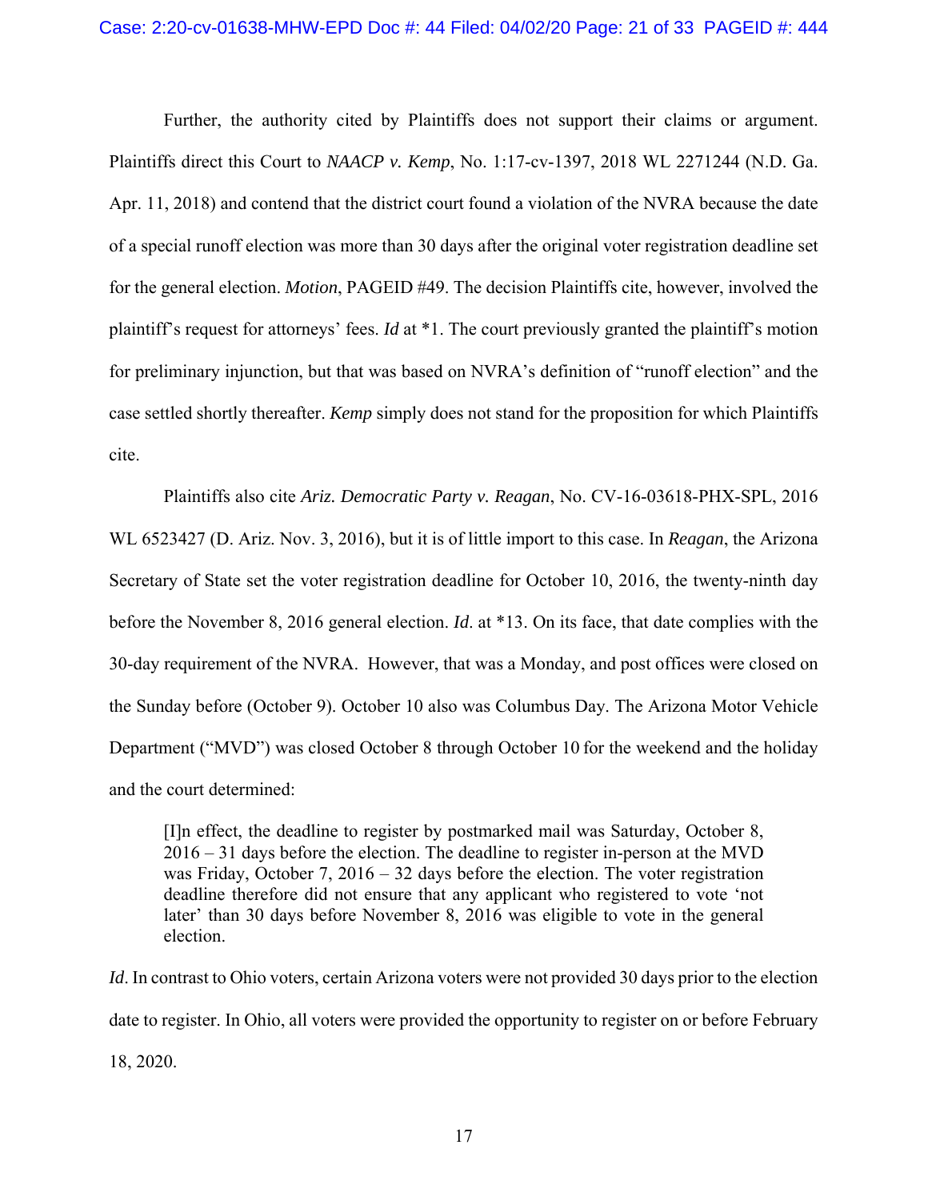Further, the authority cited by Plaintiffs does not support their claims or argument. Plaintiffs direct this Court to *NAACP v. Kemp*, No. 1:17-cv-1397, 2018 WL 2271244 (N.D. Ga. Apr. 11, 2018) and contend that the district court found a violation of the NVRA because the date of a special runoff election was more than 30 days after the original voter registration deadline set for the general election. *Motion*, PAGEID #49. The decision Plaintiffs cite, however, involved the plaintiff's request for attorneys' fees. *Id* at *1. The court previously granted the plaintiff's motion for preliminary injunction, but that was based on NVRA's definition of "runoff election" and the case settled shortly thereafter. *Kemp* simply does not stand for the proposition for which Plaintiffs cite.

Plaintiffs also cite *Ariz. Democratic Party v. Reagan*, No. CV-16-03618-PHX-SPL, 2016 WL 6523427 (D. Ariz. Nov. 3, 2016), but it is of little import to this case. In *Reagan*, the Arizona Secretary of State set the voter registration deadline for October 10, 2016, the twenty-ninth day before the November 8, 2016 general election. *Id*. at *13. On its face, that date complies with the 30-day requirement of the NVRA. However, that was a Monday, and post offices were closed on the Sunday before (October 9). October 10 also was Columbus Day. The Arizona Motor Vehicle Department ("MVD") was closed October 8 through October 10 for the weekend and the holiday and the court determined:

> [I]n effect, the deadline to register by postmarked mail was Saturday, October 8, 2016 – 31 days before the election. The deadline to register in-person at the MVD was Friday, October 7, 2016 – 32 days before the election. The voter registration deadline therefore did not ensure that any applicant who registered to vote 'not later' than 30 days before November 8, 2016 was eligible to vote in the general election.

*Id*. In contrast to Ohio voters, certain Arizona voters were not provided 30 days prior to the election date to register. In Ohio, all voters were provided the opportunity to register on or before February 18, 2020.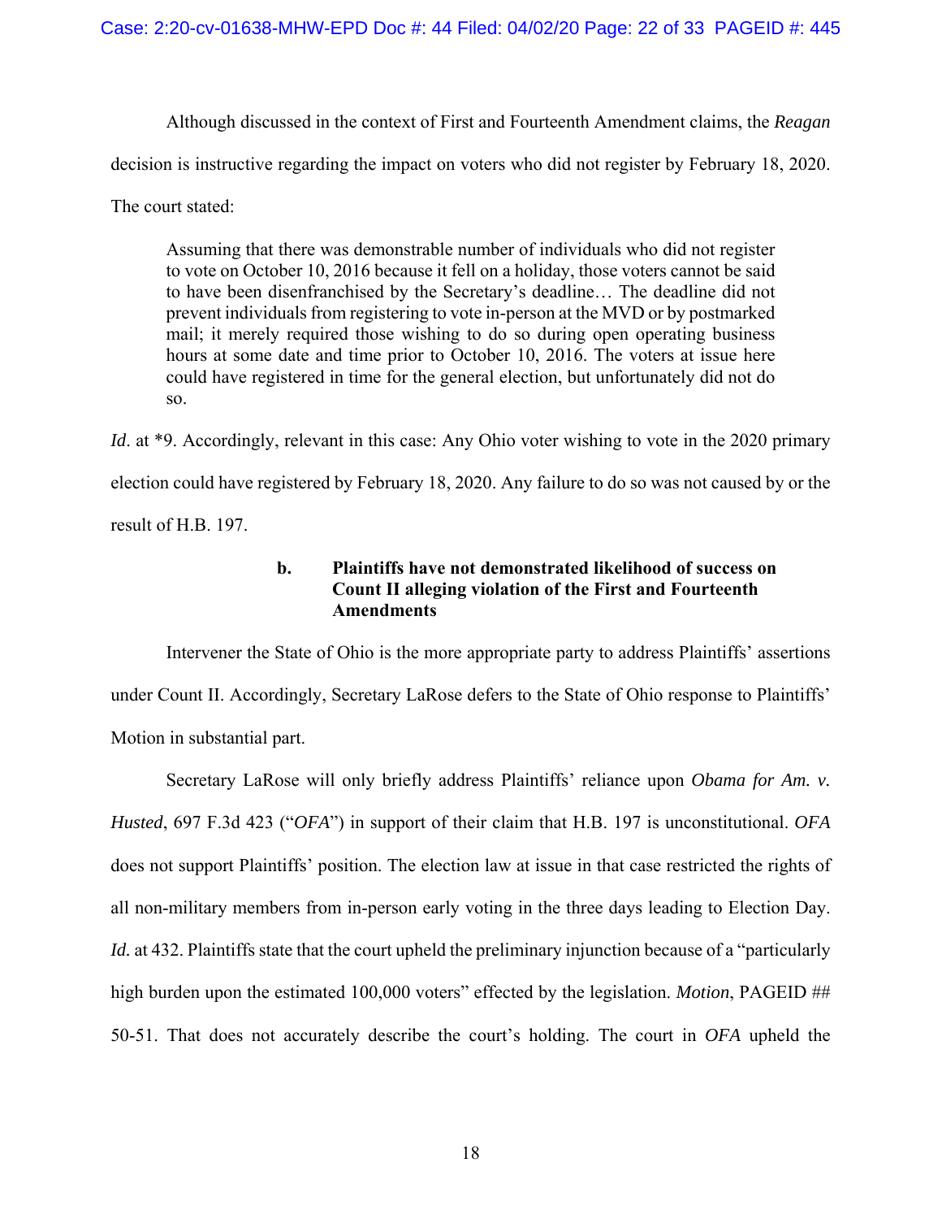Although discussed in the context of First and Fourteenth Amendment claims, the *Reagan* decision is instructive regarding the impact on voters who did not register by February 18, 2020. The court stated:

> Assuming that there was demonstrable number of individuals who did not register to vote on October 10, 2016 because it fell on a holiday, those voters cannot be said to have been disenfranchised by the Secretary's deadline… The deadline did not prevent individuals from registering to vote in-person at the MVD or by postmarked mail; it merely required those wishing to do so during open operating business hours at some date and time prior to October 10, 2016. The voters at issue here could have registered in time for the general election, but unfortunately did not do so.

*Id*. at *9. Accordingly, relevant in this case: Any Ohio voter wishing to vote in the 2020 primary election could have registered by February 18, 2020. Any failure to do so was not caused by or the result of H.B. 197.

**b. Plaintiffs have not demonstrated likelihood of success on Count II alleging violation of the First and Fourteenth Amendments**

Intervener the State of Ohio is the more appropriate party to address Plaintiffs' assertions under Count II. Accordingly, Secretary LaRose defers to the State of Ohio response to Plaintiffs' Motion in substantial part.

Secretary LaRose will only briefly address Plaintiffs' reliance upon *Obama for Am. v. Husted*, 697 F.3d 423 ("*OFA*") in support of their claim that H.B. 197 is unconstitutional. *OFA* does not support Plaintiffs' position. The election law at issue in that case restricted the rights of all non-military members from in-person early voting in the three days leading to Election Day. *Id.* at 432. Plaintiffs state that the court upheld the preliminary injunction because of a "particularly high burden upon the estimated 100,000 voters" effected by the legislation. *Motion*, PAGEID ## 50-51. That does not accurately describe the court's holding. The court in *OFA* upheld the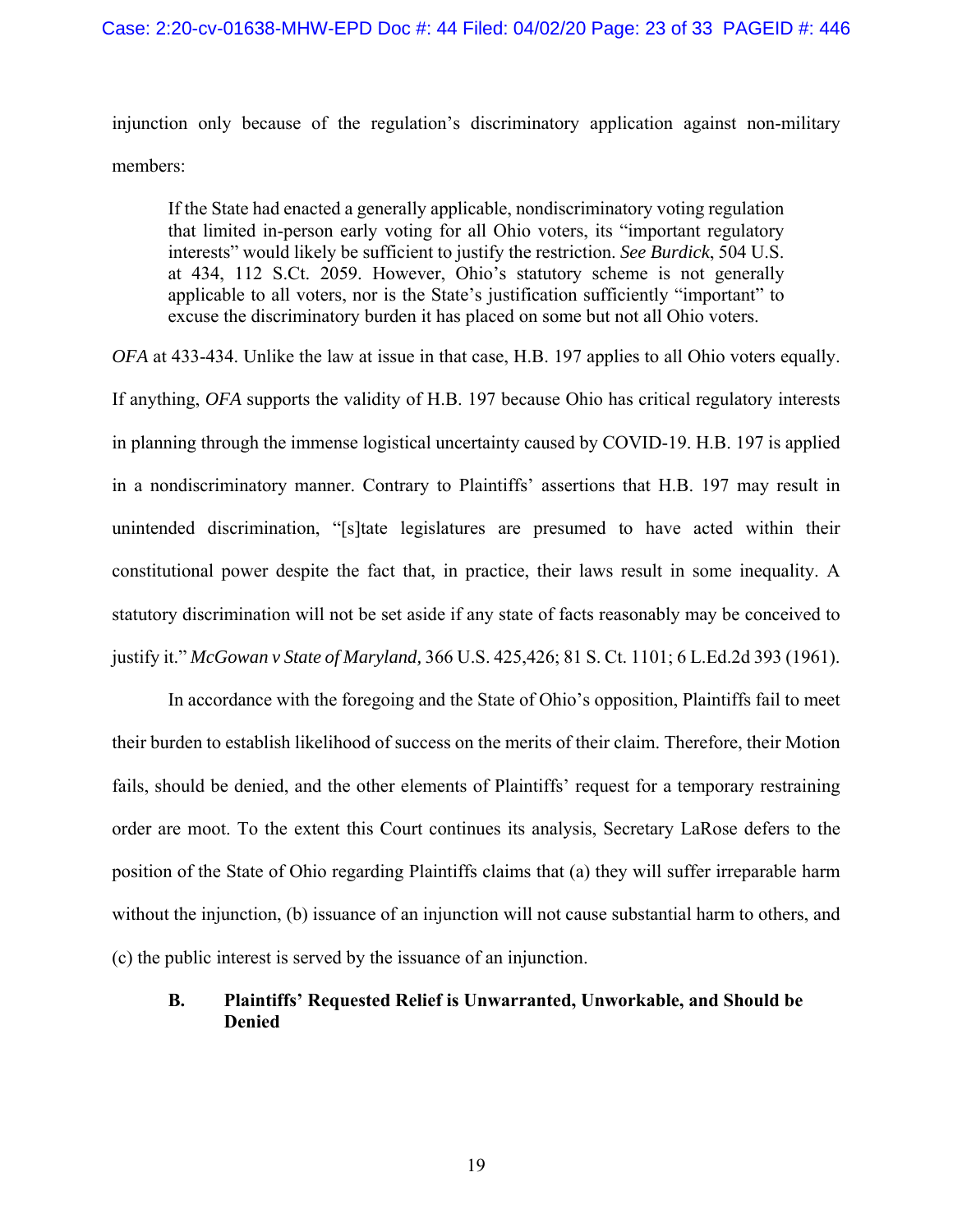injunction only because of the regulation's discriminatory application against non-military members:

> If the State had enacted a generally applicable, nondiscriminatory voting regulation that limited in-person early voting for all Ohio voters, its "important regulatory interests" would likely be sufficient to justify the restriction. *See Burdick*, 504 U.S. at 434, 112 S.Ct. 2059. However, Ohio's statutory scheme is not generally applicable to all voters, nor is the State's justification sufficiently "important" to excuse the discriminatory burden it has placed on some but not all Ohio voters.

*OFA* at 433-434. Unlike the law at issue in that case, H.B. 197 applies to all Ohio voters equally. If anything, *OFA* supports the validity of H.B. 197 because Ohio has critical regulatory interests in planning through the immense logistical uncertainty caused by COVID-19. H.B. 197 is applied in a nondiscriminatory manner. Contrary to Plaintiffs' assertions that H.B. 197 may result in unintended discrimination, "[s]tate legislatures are presumed to have acted within their constitutional power despite the fact that, in practice, their laws result in some inequality. A statutory discrimination will not be set aside if any state of facts reasonably may be conceived to justify it." *McGowan v State of Maryland,* 366 U.S. 425,426; 81 S. Ct. 1101; 6 L.Ed.2d 393 (1961).

In accordance with the foregoing and the State of Ohio's opposition, Plaintiffs fail to meet their burden to establish likelihood of success on the merits of their claim. Therefore, their Motion fails, should be denied, and the other elements of Plaintiffs' request for a temporary restraining order are moot. To the extent this Court continues its analysis, Secretary LaRose defers to the position of the State of Ohio regarding Plaintiffs claims that (a) they will suffer irreparable harm without the injunction, (b) issuance of an injunction will not cause substantial harm to others, and (c) the public interest is served by the issuance of an injunction.

### B. Plaintiffs' Requested Relief is Unwarranted, Unworkable, and Should be Denied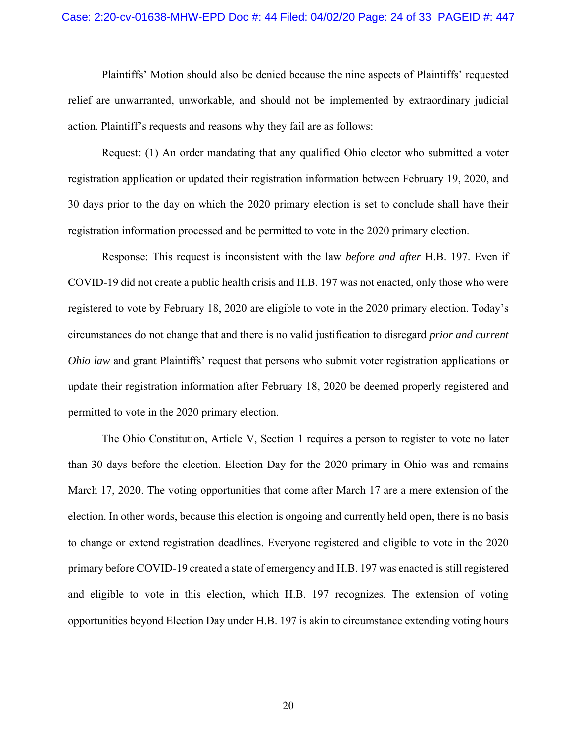Plaintiffs' Motion should also be denied because the nine aspects of Plaintiffs' requested relief are unwarranted, unworkable, and should not be implemented by extraordinary judicial action. Plaintiff's requests and reasons why they fail are as follows:

<u>Request</u>: (1) An order mandating that any qualified Ohio elector who submitted a voter registration application or updated their registration information between February 19, 2020, and 30 days prior to the day on which the 2020 primary election is set to conclude shall have their registration information processed and be permitted to vote in the 2020 primary election.

<u>Response</u>: This request is inconsistent with the law *before and after* H.B. 197. Even if COVID-19 did not create a public health crisis and H.B. 197 was not enacted, only those who were registered to vote by February 18, 2020 are eligible to vote in the 2020 primary election. Today's circumstances do not change that and there is no valid justification to disregard *prior and current Ohio law* and grant Plaintiffs' request that persons who submit voter registration applications or update their registration information after February 18, 2020 be deemed properly registered and permitted to vote in the 2020 primary election.

The Ohio Constitution, Article V, Section 1 requires a person to register to vote no later than 30 days before the election. Election Day for the 2020 primary in Ohio was and remains March 17, 2020. The voting opportunities that come after March 17 are a mere extension of the election. In other words, because this election is ongoing and currently held open, there is no basis to change or extend registration deadlines. Everyone registered and eligible to vote in the 2020 primary before COVID-19 created a state of emergency and H.B. 197 was enacted is still registered and eligible to vote in this election, which H.B. 197 recognizes. The extension of voting opportunities beyond Election Day under H.B. 197 is akin to circumstance extending voting hours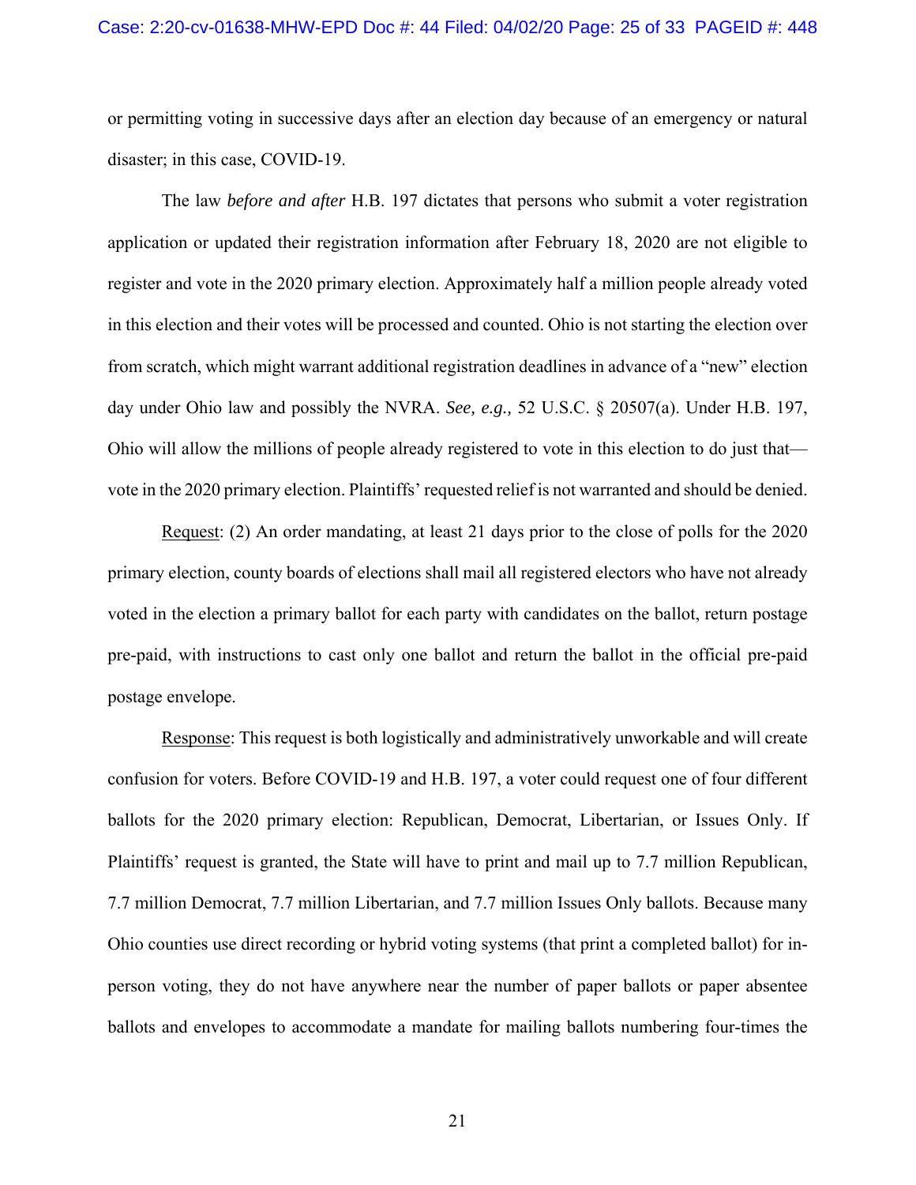or permitting voting in successive days after an election day because of an emergency or natural disaster; in this case, COVID-19.

The law *before and after* H.B. 197 dictates that persons who submit a voter registration application or updated their registration information after February 18, 2020 are not eligible to register and vote in the 2020 primary election. Approximately half a million people already voted in this election and their votes will be processed and counted. Ohio is not starting the election over from scratch, which might warrant additional registration deadlines in advance of a "new" election day under Ohio law and possibly the NVRA. *See, e.g.,* 52 U.S.C. § 20507(a). Under H.B. 197, Ohio will allow the millions of people already registered to vote in this election to do just that—vote in the 2020 primary election. Plaintiffs' requested relief is not warranted and should be denied.

Request: (2) An order mandating, at least 21 days prior to the close of polls for the 2020 primary election, county boards of elections shall mail all registered electors who have not already voted in the election a primary ballot for each party with candidates on the ballot, return postage pre-paid, with instructions to cast only one ballot and return the ballot in the official pre-paid postage envelope.

Response: This request is both logistically and administratively unworkable and will create confusion for voters. Before COVID-19 and H.B. 197, a voter could request one of four different ballots for the 2020 primary election: Republican, Democrat, Libertarian, or Issues Only. If Plaintiffs' request is granted, the State will have to print and mail up to 7.7 million Republican, 7.7 million Democrat, 7.7 million Libertarian, and 7.7 million Issues Only ballots. Because many Ohio counties use direct recording or hybrid voting systems (that print a completed ballot) for in-person voting, they do not have anywhere near the number of paper ballots or paper absentee ballots and envelopes to accommodate a mandate for mailing ballots numbering four-times the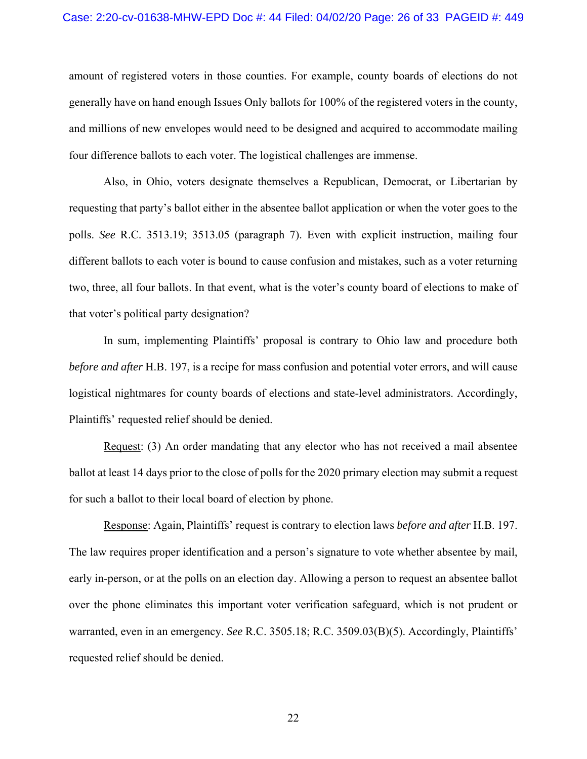amount of registered voters in those counties. For example, county boards of elections do not generally have on hand enough Issues Only ballots for 100% of the registered voters in the county, and millions of new envelopes would need to be designed and acquired to accommodate mailing four difference ballots to each voter. The logistical challenges are immense.

Also, in Ohio, voters designate themselves a Republican, Democrat, or Libertarian by requesting that party's ballot either in the absentee ballot application or when the voter goes to the polls. *See* R.C. 3513.19; 3513.05 (paragraph 7). Even with explicit instruction, mailing four different ballots to each voter is bound to cause confusion and mistakes, such as a voter returning two, three, all four ballots. In that event, what is the voter's county board of elections to make of that voter's political party designation?

In sum, implementing Plaintiffs' proposal is contrary to Ohio law and procedure both *before and after* H.B. 197, is a recipe for mass confusion and potential voter errors, and will cause logistical nightmares for county boards of elections and state-level administrators. Accordingly, Plaintiffs' requested relief should be denied.

<u>Request</u>: (3) An order mandating that any elector who has not received a mail absentee ballot at least 14 days prior to the close of polls for the 2020 primary election may submit a request for such a ballot to their local board of election by phone.

<u>Response</u>: Again, Plaintiffs' request is contrary to election laws *before and after* H.B. 197. The law requires proper identification and a person's signature to vote whether absentee by mail, early in-person, or at the polls on an election day. Allowing a person to request an absentee ballot over the phone eliminates this important voter verification safeguard, which is not prudent or warranted, even in an emergency. *See* R.C. 3505.18; R.C. 3509.03(B)(5). Accordingly, Plaintiffs' requested relief should be denied.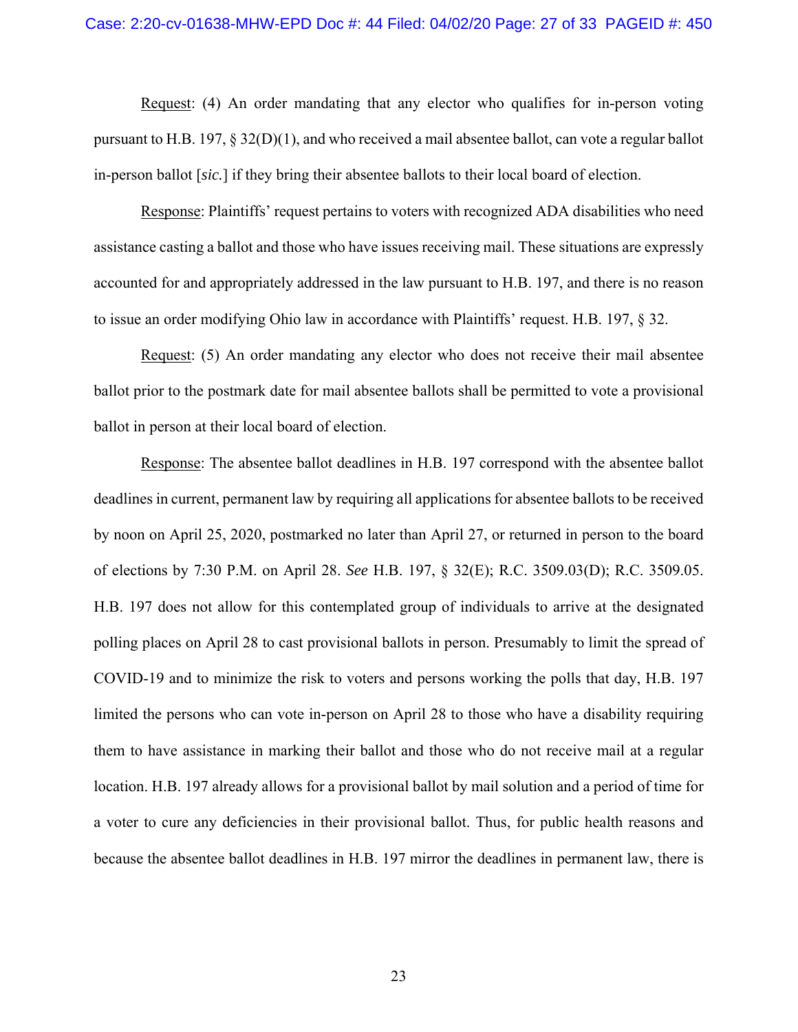<u>Request</u>: (4) An order mandating that any elector who qualifies for in-person voting pursuant to H.B. 197, § 32(D)(1), and who received a mail absentee ballot, can vote a regular ballot in-person ballot [*sic.*] if they bring their absentee ballots to their local board of election.

<u>Response</u>: Plaintiffs' request pertains to voters with recognized ADA disabilities who need assistance casting a ballot and those who have issues receiving mail. These situations are expressly accounted for and appropriately addressed in the law pursuant to H.B. 197, and there is no reason to issue an order modifying Ohio law in accordance with Plaintiffs' request. H.B. 197, § 32.

<u>Request</u>: (5) An order mandating any elector who does not receive their mail absentee ballot prior to the postmark date for mail absentee ballots shall be permitted to vote a provisional ballot in person at their local board of election.

<u>Response</u>: The absentee ballot deadlines in H.B. 197 correspond with the absentee ballot deadlines in current, permanent law by requiring all applications for absentee ballots to be received by noon on April 25, 2020, postmarked no later than April 27, or returned in person to the board of elections by 7:30 P.M. on April 28. *See* H.B. 197, § 32(E); R.C. 3509.03(D); R.C. 3509.05. H.B. 197 does not allow for this contemplated group of individuals to arrive at the designated polling places on April 28 to cast provisional ballots in person. Presumably to limit the spread of COVID-19 and to minimize the risk to voters and persons working the polls that day, H.B. 197 limited the persons who can vote in-person on April 28 to those who have a disability requiring them to have assistance in marking their ballot and those who do not receive mail at a regular location. H.B. 197 already allows for a provisional ballot by mail solution and a period of time for a voter to cure any deficiencies in their provisional ballot. Thus, for public health reasons and because the absentee ballot deadlines in H.B. 197 mirror the deadlines in permanent law, there is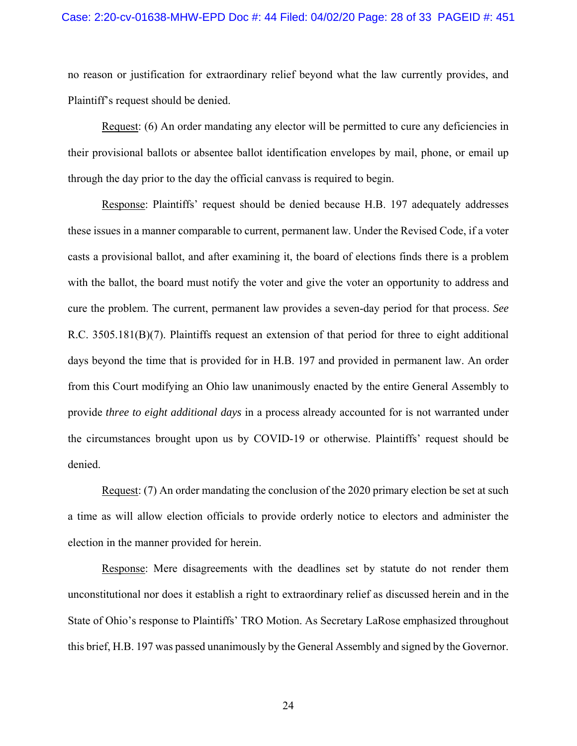no reason or justification for extraordinary relief beyond what the law currently provides, and Plaintiff's request should be denied.

<u>Request</u>: (6) An order mandating any elector will be permitted to cure any deficiencies in their provisional ballots or absentee ballot identification envelopes by mail, phone, or email up through the day prior to the day the official canvass is required to begin.

<u>Response</u>: Plaintiffs' request should be denied because H.B. 197 adequately addresses these issues in a manner comparable to current, permanent law. Under the Revised Code, if a voter casts a provisional ballot, and after examining it, the board of elections finds there is a problem with the ballot, the board must notify the voter and give the voter an opportunity to address and cure the problem. The current, permanent law provides a seven-day period for that process. *See* R.C. 3505.181(B)(7). Plaintiffs request an extension of that period for three to eight additional days beyond the time that is provided for in H.B. 197 and provided in permanent law. An order from this Court modifying an Ohio law unanimously enacted by the entire General Assembly to provide *three to eight additional days* in a process already accounted for is not warranted under the circumstances brought upon us by COVID-19 or otherwise. Plaintiffs' request should be denied.

<u>Request</u>: (7) An order mandating the conclusion of the 2020 primary election be set at such a time as will allow election officials to provide orderly notice to electors and administer the election in the manner provided for herein.

<u>Response</u>: Mere disagreements with the deadlines set by statute do not render them unconstitutional nor does it establish a right to extraordinary relief as discussed herein and in the State of Ohio's response to Plaintiffs' TRO Motion. As Secretary LaRose emphasized throughout this brief, H.B. 197 was passed unanimously by the General Assembly and signed by the Governor.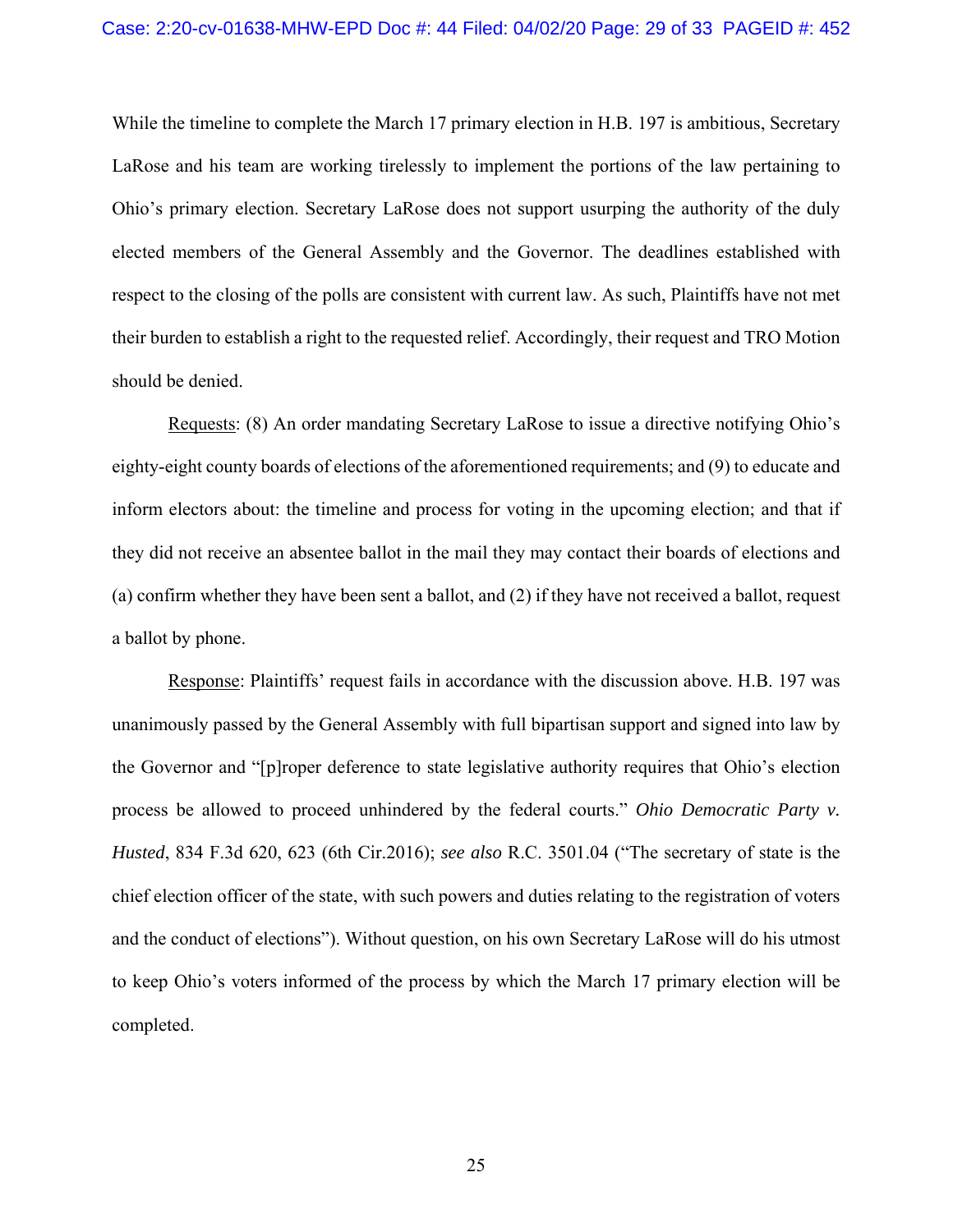While the timeline to complete the March 17 primary election in H.B. 197 is ambitious, Secretary LaRose and his team are working tirelessly to implement the portions of the law pertaining to Ohio's primary election. Secretary LaRose does not support usurping the authority of the duly elected members of the General Assembly and the Governor. The deadlines established with respect to the closing of the polls are consistent with current law. As such, Plaintiffs have not met their burden to establish a right to the requested relief. Accordingly, their request and TRO Motion should be denied.

<u>Requests</u>: (8) An order mandating Secretary LaRose to issue a directive notifying Ohio's eighty-eight county boards of elections of the aforementioned requirements; and (9) to educate and inform electors about: the timeline and process for voting in the upcoming election; and that if they did not receive an absentee ballot in the mail they may contact their boards of elections and (a) confirm whether they have been sent a ballot, and (2) if they have not received a ballot, request a ballot by phone.

<u>Response</u>: Plaintiffs' request fails in accordance with the discussion above. H.B. 197 was unanimously passed by the General Assembly with full bipartisan support and signed into law by the Governor and "[p]roper deference to state legislative authority requires that Ohio's election process be allowed to proceed unhindered by the federal courts." *Ohio Democratic Party v. Husted*, 834 F.3d 620, 623 (6th Cir.2016); *see also* R.C. 3501.04 ("The secretary of state is the chief election officer of the state, with such powers and duties relating to the registration of voters and the conduct of elections"). Without question, on his own Secretary LaRose will do his utmost to keep Ohio's voters informed of the process by which the March 17 primary election will be completed.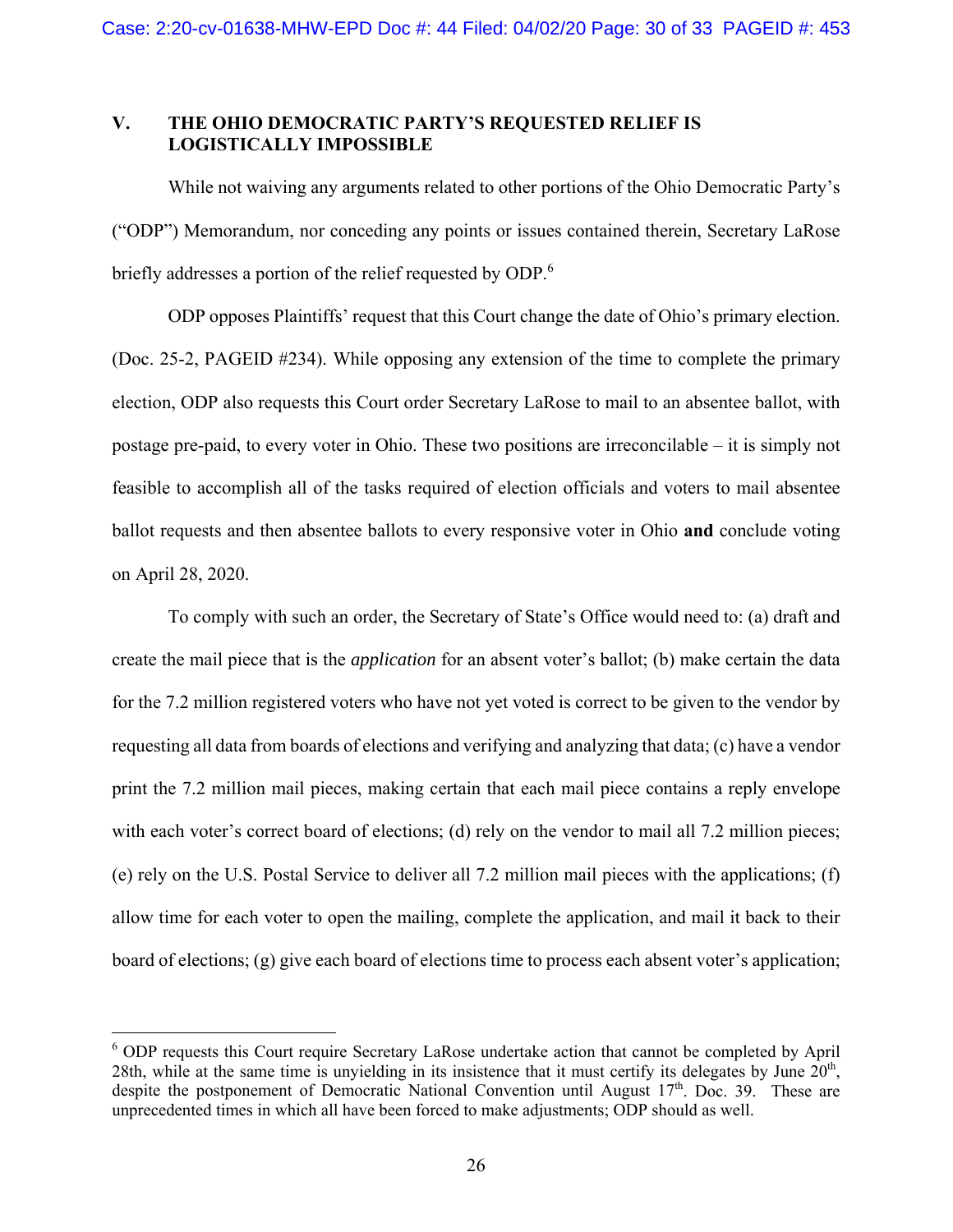## V. THE OHIO DEMOCRATIC PARTY'S REQUESTED RELIEF IS LOGISTICALLY IMPOSSIBLE

While not waiving any arguments related to other portions of the Ohio Democratic Party's ("ODP") Memorandum, nor conceding any points or issues contained therein, Secretary LaRose briefly addresses a portion of the relief requested by ODP.[6]

ODP opposes Plaintiffs' request that this Court change the date of Ohio's primary election. (Doc. 25-2, PAGEID #234). While opposing any extension of the time to complete the primary election, ODP also requests this Court order Secretary LaRose to mail to an absentee ballot, with postage pre-paid, to every voter in Ohio. These two positions are irreconcilable – it is simply not feasible to accomplish all of the tasks required of election officials and voters to mail absentee ballot requests and then absentee ballots to every responsive voter in Ohio **and** conclude voting on April 28, 2020.

To comply with such an order, the Secretary of State's Office would need to: (a) draft and create the mail piece that is the *application* for an absent voter's ballot; (b) make certain the data for the 7.2 million registered voters who have not yet voted is correct to be given to the vendor by requesting all data from boards of elections and verifying and analyzing that data; (c) have a vendor print the 7.2 million mail pieces, making certain that each mail piece contains a reply envelope with each voter's correct board of elections; (d) rely on the vendor to mail all 7.2 million pieces; (e) rely on the U.S. Postal Service to deliver all 7.2 million mail pieces with the applications; (f) allow time for each voter to open the mailing, complete the application, and mail it back to their board of elections; (g) give each board of elections time to process each absent voter's application;

---

[6] ODP requests this Court require Secretary LaRose undertake action that cannot be completed by April 28th, while at the same time is unyielding in its insistence that it must certify its delegates by June 20th, despite the postponement of Democratic National Convention until August 17th. Doc. 39. These are unprecedented times in which all have been forced to make adjustments; ODP should as well.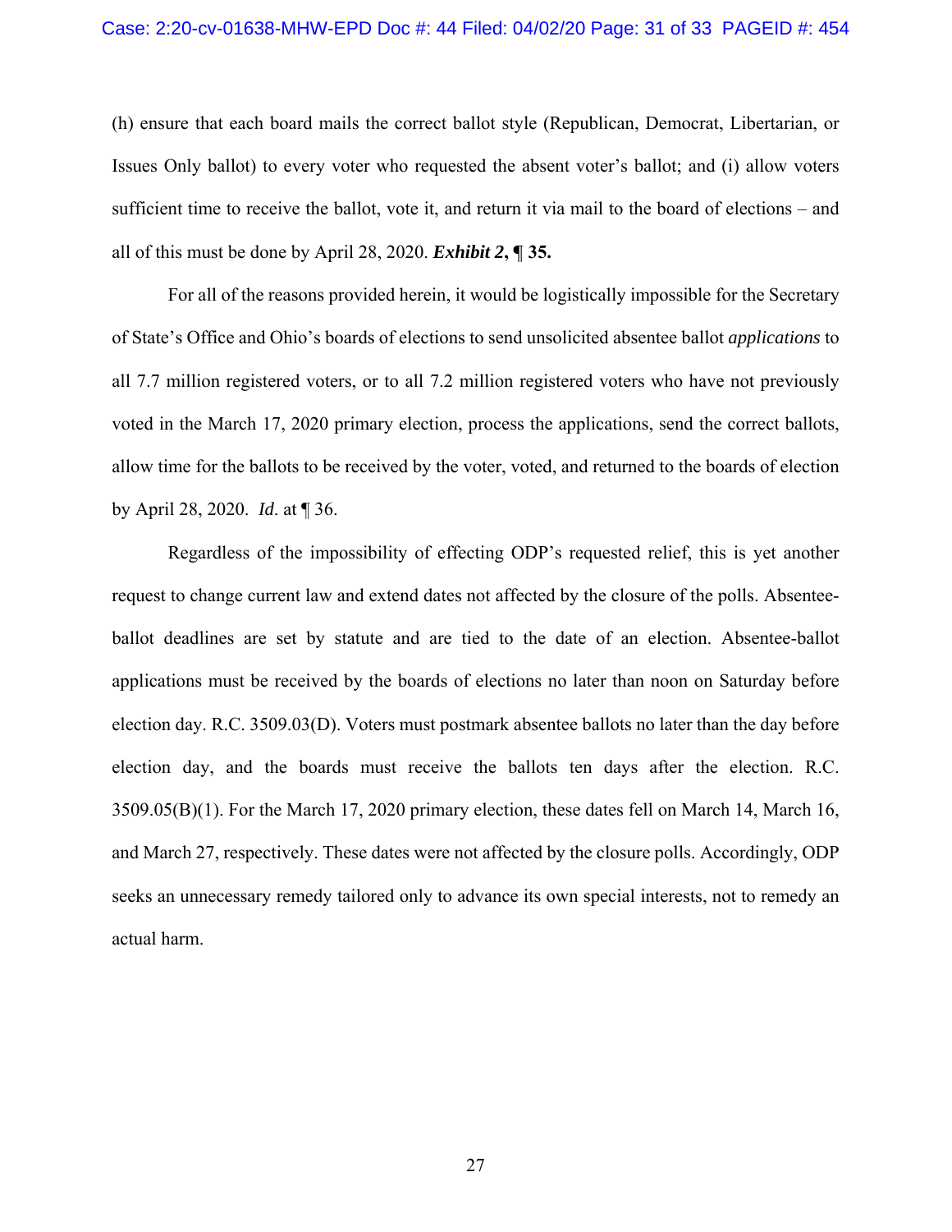(h) ensure that each board mails the correct ballot style (Republican, Democrat, Libertarian, or Issues Only ballot) to every voter who requested the absent voter's ballot; and (i) allow voters sufficient time to receive the ballot, vote it, and return it via mail to the board of elections – and all of this must be done by April 28, 2020. ***Exhibit 2*, ¶ 35.**

For all of the reasons provided herein, it would be logistically impossible for the Secretary of State's Office and Ohio's boards of elections to send unsolicited absentee ballot *applications* to all 7.7 million registered voters, or to all 7.2 million registered voters who have not previously voted in the March 17, 2020 primary election, process the applications, send the correct ballots, allow time for the ballots to be received by the voter, voted, and returned to the boards of election by April 28, 2020. *Id*. at ¶ 36.

Regardless of the impossibility of effecting ODP's requested relief, this is yet another request to change current law and extend dates not affected by the closure of the polls. Absentee-ballot deadlines are set by statute and are tied to the date of an election. Absentee-ballot applications must be received by the boards of elections no later than noon on Saturday before election day. R.C. 3509.03(D). Voters must postmark absentee ballots no later than the day before election day, and the boards must receive the ballots ten days after the election. R.C. 3509.05(B)(1). For the March 17, 2020 primary election, these dates fell on March 14, March 16, and March 27, respectively. These dates were not affected by the closure polls. Accordingly, ODP seeks an unnecessary remedy tailored only to advance its own special interests, not to remedy an actual harm.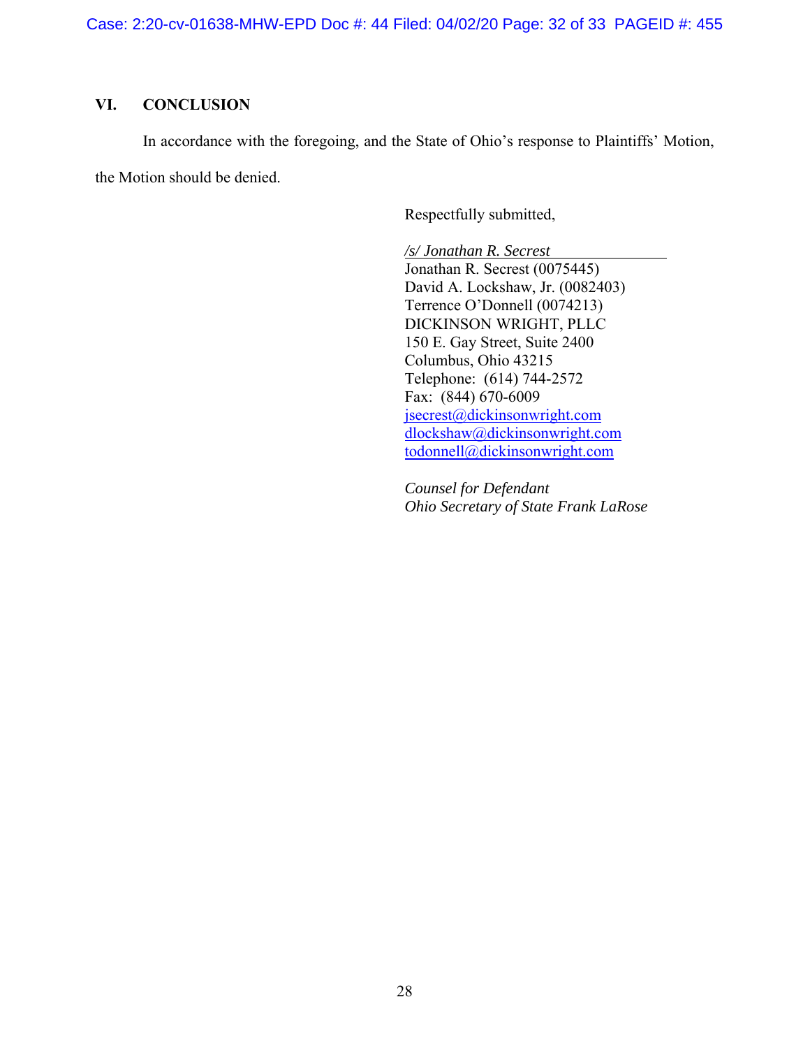## VI. CONCLUSION

In accordance with the foregoing, and the State of Ohio's response to Plaintiffs' Motion, the Motion should be denied.

Respectfully submitted,

*/s/ Jonathan R. Secrest*  
Jonathan R. Secrest (0075445)  
David A. Lockshaw, Jr. (0082403)  
Terrence O'Donnell (0074213)  
DICKINSON WRIGHT, PLLC  
150 E. Gay Street, Suite 2400  
Columbus, Ohio 43215  
Telephone: (614) 744-2572  
Fax: (844) 670-6009  
jsecrest@dickinsonwright.com  
dlockshaw@dickinsonwright.com  
todonnell@dickinsonwright.com

*Counsel for Defendant*  
*Ohio Secretary of State Frank LaRose*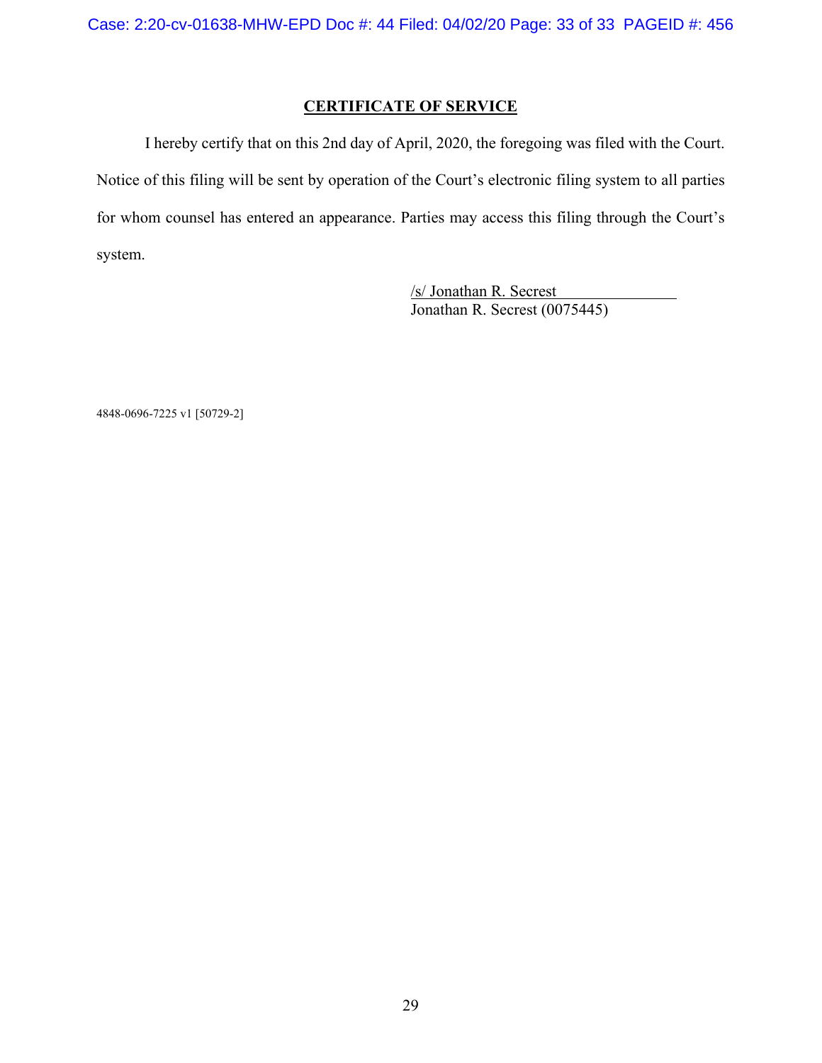## CERTIFICATE OF SERVICE

I hereby certify that on this 2nd day of April, 2020, the foregoing was filed with the Court. Notice of this filing will be sent by operation of the Court's electronic filing system to all parties for whom counsel has entered an appearance. Parties may access this filing through the Court's system.

/s/ Jonathan R. Secrest
Jonathan R. Secrest (0075445)

4848-0696-7225 v1 [50729-2]